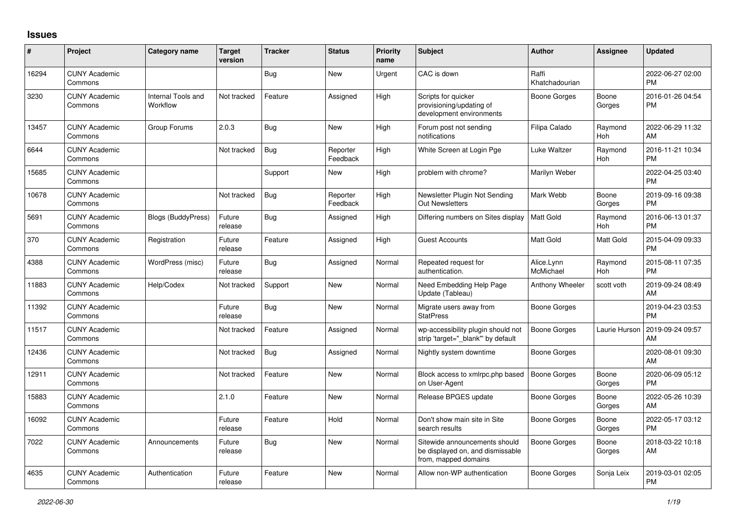## Issues

| # | Project | Category name | Target version | Tracker | Status | Priority name | Subject | Author | Assignee | Updated |
|---|---|---|---|---|---|---|---|---|---|---|
| 16294 | CUNY Academic Commons | | | Bug | New | Urgent | CAC is down | Raffi Khatchadourian | | 2022-06-27 02:00 PM |
| 3230 | CUNY Academic Commons | Internal Tools and Workflow | Not tracked | Feature | Assigned | High | Scripts for quicker provisioning/updating of development environments | Boone Gorges | Boone Gorges | 2016-01-26 04:54 PM |
| 13457 | CUNY Academic Commons | Group Forums | 2.0.3 | Bug | New | High | Forum post not sending notifications | Filipa Calado | Raymond Hoh | 2022-06-29 11:32 AM |
| 6644 | CUNY Academic Commons | | Not tracked | Bug | Reporter Feedback | High | White Screen at Login Pge | Luke Waltzer | Raymond Hoh | 2016-11-21 10:34 PM |
| 15685 | CUNY Academic Commons | | | Support | New | High | problem with chrome? | Marilyn Weber | | 2022-04-25 03:40 PM |
| 10678 | CUNY Academic Commons | | Not tracked | Bug | Reporter Feedback | High | Newsletter Plugin Not Sending Out Newsletters | Mark Webb | Boone Gorges | 2019-09-16 09:38 PM |
| 5691 | CUNY Academic Commons | Blogs (BuddyPress) | Future release | Bug | Assigned | High | Differing numbers on Sites display | Matt Gold | Raymond Hoh | 2016-06-13 01:37 PM |
| 370 | CUNY Academic Commons | Registration | Future release | Feature | Assigned | High | Guest Accounts | Matt Gold | Matt Gold | 2015-04-09 09:33 PM |
| 4388 | CUNY Academic Commons | WordPress (misc) | Future release | Bug | Assigned | Normal | Repeated request for authentication. | Alice.Lynn McMichael | Raymond Hoh | 2015-08-11 07:35 PM |
| 11883 | CUNY Academic Commons | Help/Codex | Not tracked | Support | New | Normal | Need Embedding Help Page Update (Tableau) | Anthony Wheeler | scott voth | 2019-09-24 08:49 AM |
| 11392 | CUNY Academic Commons | | Future release | Bug | New | Normal | Migrate users away from StatPress | Boone Gorges | | 2019-04-23 03:53 PM |
| 11517 | CUNY Academic Commons | | Not tracked | Feature | Assigned | Normal | wp-accessibility plugin should not strip 'target="_blank"' by default | Boone Gorges | Laurie Hurson | 2019-09-24 09:57 AM |
| 12436 | CUNY Academic Commons | | Not tracked | Bug | Assigned | Normal | Nightly system downtime | Boone Gorges | | 2020-08-01 09:30 AM |
| 12911 | CUNY Academic Commons | | Not tracked | Feature | New | Normal | Block access to xmlrpc.php based on User-Agent | Boone Gorges | Boone Gorges | 2020-06-09 05:12 PM |
| 15883 | CUNY Academic Commons | | 2.1.0 | Feature | New | Normal | Release BPGES update | Boone Gorges | Boone Gorges | 2022-05-26 10:39 AM |
| 16092 | CUNY Academic Commons | | Future release | Feature | Hold | Normal | Don't show main site in Site search results | Boone Gorges | Boone Gorges | 2022-05-17 03:12 PM |
| 7022 | CUNY Academic Commons | Announcements | Future release | Bug | New | Normal | Sitewide announcements should be displayed on, and dismissable from, mapped domains | Boone Gorges | Boone Gorges | 2018-03-22 10:18 AM |
| 4635 | CUNY Academic Commons | Authentication | Future release | Feature | New | Normal | Allow non-WP authentication | Boone Gorges | Sonja Leix | 2019-03-01 02:05 PM |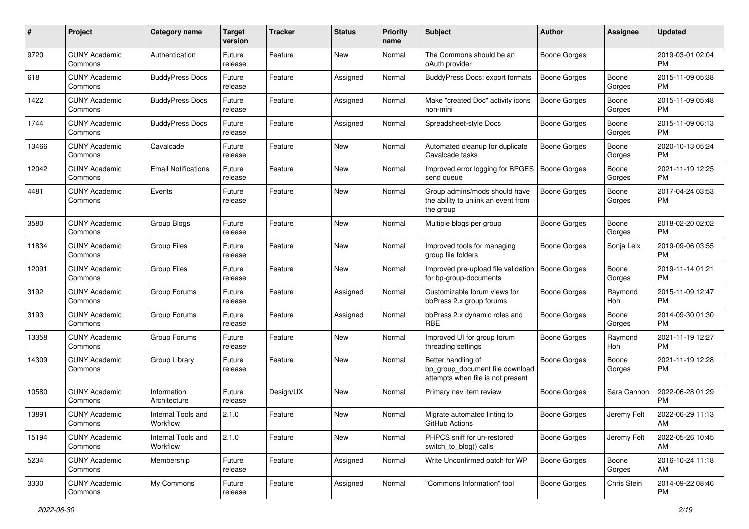| # | Project | Category name | Target version | Tracker | Status | Priority name | Subject | Author | Assignee | Updated |
|---|---|---|---|---|---|---|---|---|---|---|
| 9720 | CUNY Academic Commons | Authentication | Future release | Feature | New | Normal | The Commons should be an oAuth provider | Boone Gorges | | 2019-03-01 02:04 PM |
| 618 | CUNY Academic Commons | BuddyPress Docs | Future release | Feature | Assigned | Normal | BuddyPress Docs: export formats | Boone Gorges | Boone Gorges | 2015-11-09 05:38 PM |
| 1422 | CUNY Academic Commons | BuddyPress Docs | Future release | Feature | Assigned | Normal | Make "created Doc" activity icons non-mini | Boone Gorges | Boone Gorges | 2015-11-09 05:48 PM |
| 1744 | CUNY Academic Commons | BuddyPress Docs | Future release | Feature | Assigned | Normal | Spreadsheet-style Docs | Boone Gorges | Boone Gorges | 2015-11-09 06:13 PM |
| 13466 | CUNY Academic Commons | Cavalcade | Future release | Feature | New | Normal | Automated cleanup for duplicate Cavalcade tasks | Boone Gorges | Boone Gorges | 2020-10-13 05:24 PM |
| 12042 | CUNY Academic Commons | Email Notifications | Future release | Feature | New | Normal | Improved error logging for BPGES send queue | Boone Gorges | Boone Gorges | 2021-11-19 12:25 PM |
| 4481 | CUNY Academic Commons | Events | Future release | Feature | New | Normal | Group admins/mods should have the ability to unlink an event from the group | Boone Gorges | Boone Gorges | 2017-04-24 03:53 PM |
| 3580 | CUNY Academic Commons | Group Blogs | Future release | Feature | New | Normal | Multiple blogs per group | Boone Gorges | Boone Gorges | 2018-02-20 02:02 PM |
| 11834 | CUNY Academic Commons | Group Files | Future release | Feature | New | Normal | Improved tools for managing group file folders | Boone Gorges | Sonja Leix | 2019-09-06 03:55 PM |
| 12091 | CUNY Academic Commons | Group Files | Future release | Feature | New | Normal | Improved pre-upload file validation for bp-group-documents | Boone Gorges | Boone Gorges | 2019-11-14 01:21 PM |
| 3192 | CUNY Academic Commons | Group Forums | Future release | Feature | Assigned | Normal | Customizable forum views for bbPress 2.x group forums | Boone Gorges | Raymond Hoh | 2015-11-09 12:47 PM |
| 3193 | CUNY Academic Commons | Group Forums | Future release | Feature | Assigned | Normal | bbPress 2.x dynamic roles and RBE | Boone Gorges | Boone Gorges | 2014-09-30 01:30 PM |
| 13358 | CUNY Academic Commons | Group Forums | Future release | Feature | New | Normal | Improved UI for group forum threading settings | Boone Gorges | Raymond Hoh | 2021-11-19 12:27 PM |
| 14309 | CUNY Academic Commons | Group Library | Future release | Feature | New | Normal | Better handling of bp_group_document file download attempts when file is not present | Boone Gorges | Boone Gorges | 2021-11-19 12:28 PM |
| 10580 | CUNY Academic Commons | Information Architecture | Future release | Design/UX | New | Normal | Primary nav item review | Boone Gorges | Sara Cannon | 2022-06-28 01:29 PM |
| 13891 | CUNY Academic Commons | Internal Tools and Workflow | 2.1.0 | Feature | New | Normal | Migrate automated linting to GitHub Actions | Boone Gorges | Jeremy Felt | 2022-06-29 11:13 AM |
| 15194 | CUNY Academic Commons | Internal Tools and Workflow | 2.1.0 | Feature | New | Normal | PHPCS sniff for un-restored switch_to_blog() calls | Boone Gorges | Jeremy Felt | 2022-05-26 10:45 AM |
| 5234 | CUNY Academic Commons | Membership | Future release | Feature | Assigned | Normal | Write Unconfirmed patch for WP | Boone Gorges | Boone Gorges | 2016-10-24 11:18 AM |
| 3330 | CUNY Academic Commons | My Commons | Future release | Feature | Assigned | Normal | "Commons Information" tool | Boone Gorges | Chris Stein | 2014-09-22 08:46 PM |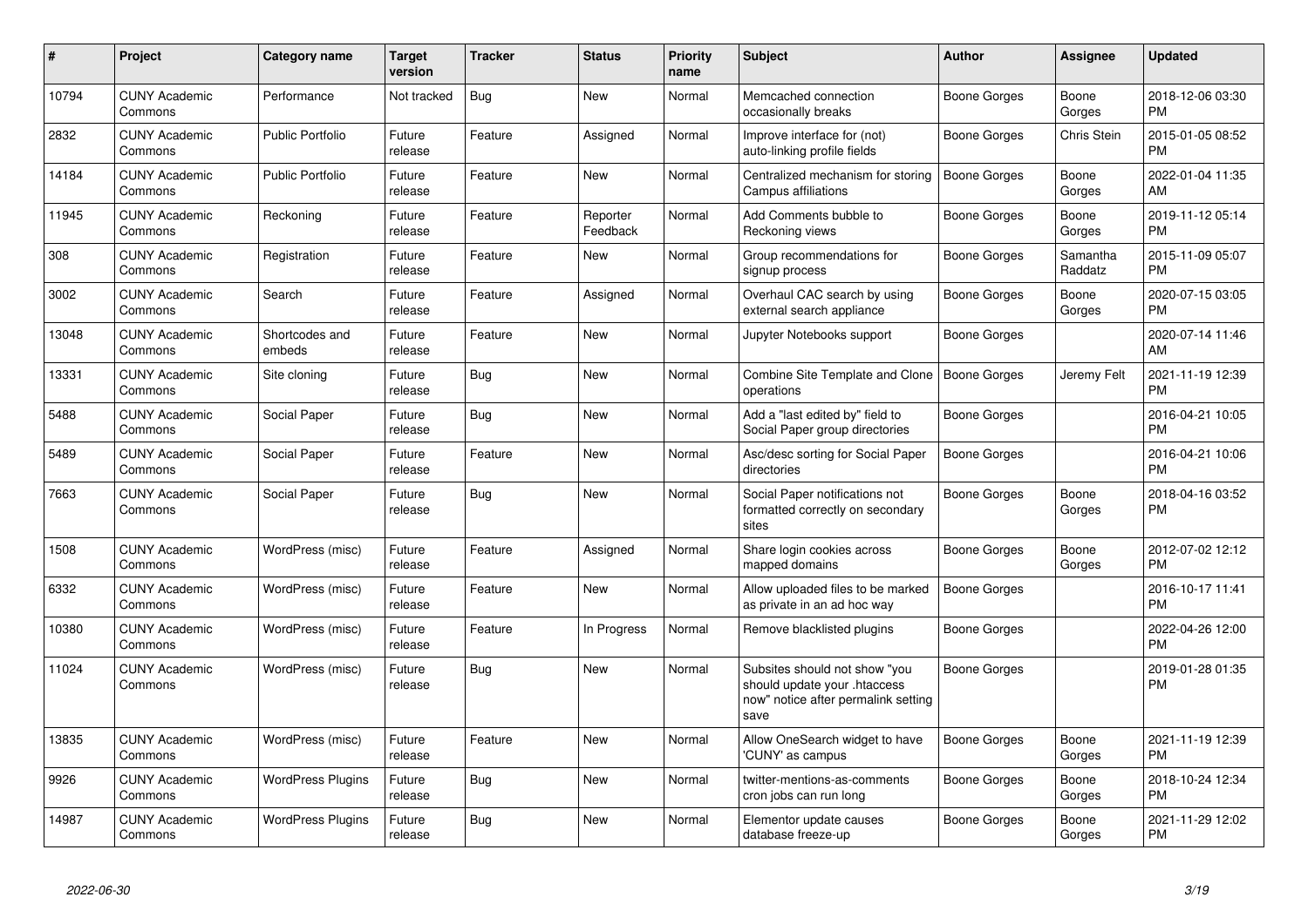| # | Project | Category name | Target version | Tracker | Status | Priority name | Subject | Author | Assignee | Updated |
|---|---|---|---|---|---|---|---|---|---|---|
| 10794 | CUNY Academic Commons | Performance | Not tracked | Bug | New | Normal | Memcached connection occasionally breaks | Boone Gorges | Boone Gorges | 2018-12-06 03:30 PM |
| 2832 | CUNY Academic Commons | Public Portfolio | Future release | Feature | Assigned | Normal | Improve interface for (not) auto-linking profile fields | Boone Gorges | Chris Stein | 2015-01-05 08:52 PM |
| 14184 | CUNY Academic Commons | Public Portfolio | Future release | Feature | New | Normal | Centralized mechanism for storing Campus affiliations | Boone Gorges | Boone Gorges | 2022-01-04 11:35 AM |
| 11945 | CUNY Academic Commons | Reckoning | Future release | Feature | Reporter Feedback | Normal | Add Comments bubble to Reckoning views | Boone Gorges | Boone Gorges | 2019-11-12 05:14 PM |
| 308 | CUNY Academic Commons | Registration | Future release | Feature | New | Normal | Group recommendations for signup process | Boone Gorges | Samantha Raddatz | 2015-11-09 05:07 PM |
| 3002 | CUNY Academic Commons | Search | Future release | Feature | Assigned | Normal | Overhaul CAC search by using external search appliance | Boone Gorges | Boone Gorges | 2020-07-15 03:05 PM |
| 13048 | CUNY Academic Commons | Shortcodes and embeds | Future release | Feature | New | Normal | Jupyter Notebooks support | Boone Gorges | | 2020-07-14 11:46 AM |
| 13331 | CUNY Academic Commons | Site cloning | Future release | Bug | New | Normal | Combine Site Template and Clone operations | Boone Gorges | Jeremy Felt | 2021-11-19 12:39 PM |
| 5488 | CUNY Academic Commons | Social Paper | Future release | Bug | New | Normal | Add a "last edited by" field to Social Paper group directories | Boone Gorges | | 2016-04-21 10:05 PM |
| 5489 | CUNY Academic Commons | Social Paper | Future release | Feature | New | Normal | Asc/desc sorting for Social Paper directories | Boone Gorges | | 2016-04-21 10:06 PM |
| 7663 | CUNY Academic Commons | Social Paper | Future release | Bug | New | Normal | Social Paper notifications not formatted correctly on secondary sites | Boone Gorges | Boone Gorges | 2018-04-16 03:52 PM |
| 1508 | CUNY Academic Commons | WordPress (misc) | Future release | Feature | Assigned | Normal | Share login cookies across mapped domains | Boone Gorges | Boone Gorges | 2012-07-02 12:12 PM |
| 6332 | CUNY Academic Commons | WordPress (misc) | Future release | Feature | New | Normal | Allow uploaded files to be marked as private in an ad hoc way | Boone Gorges | | 2016-10-17 11:41 PM |
| 10380 | CUNY Academic Commons | WordPress (misc) | Future release | Feature | In Progress | Normal | Remove blacklisted plugins | Boone Gorges | | 2022-04-26 12:00 PM |
| 11024 | CUNY Academic Commons | WordPress (misc) | Future release | Bug | New | Normal | Subsites should not show "you should update your .htaccess now" notice after permalink setting save | Boone Gorges | | 2019-01-28 01:35 PM |
| 13835 | CUNY Academic Commons | WordPress (misc) | Future release | Feature | New | Normal | Allow OneSearch widget to have 'CUNY' as campus | Boone Gorges | Boone Gorges | 2021-11-19 12:39 PM |
| 9926 | CUNY Academic Commons | WordPress Plugins | Future release | Bug | New | Normal | twitter-mentions-as-comments cron jobs can run long | Boone Gorges | Boone Gorges | 2018-10-24 12:34 PM |
| 14987 | CUNY Academic Commons | WordPress Plugins | Future release | Bug | New | Normal | Elementor update causes database freeze-up | Boone Gorges | Boone Gorges | 2021-11-29 12:02 PM |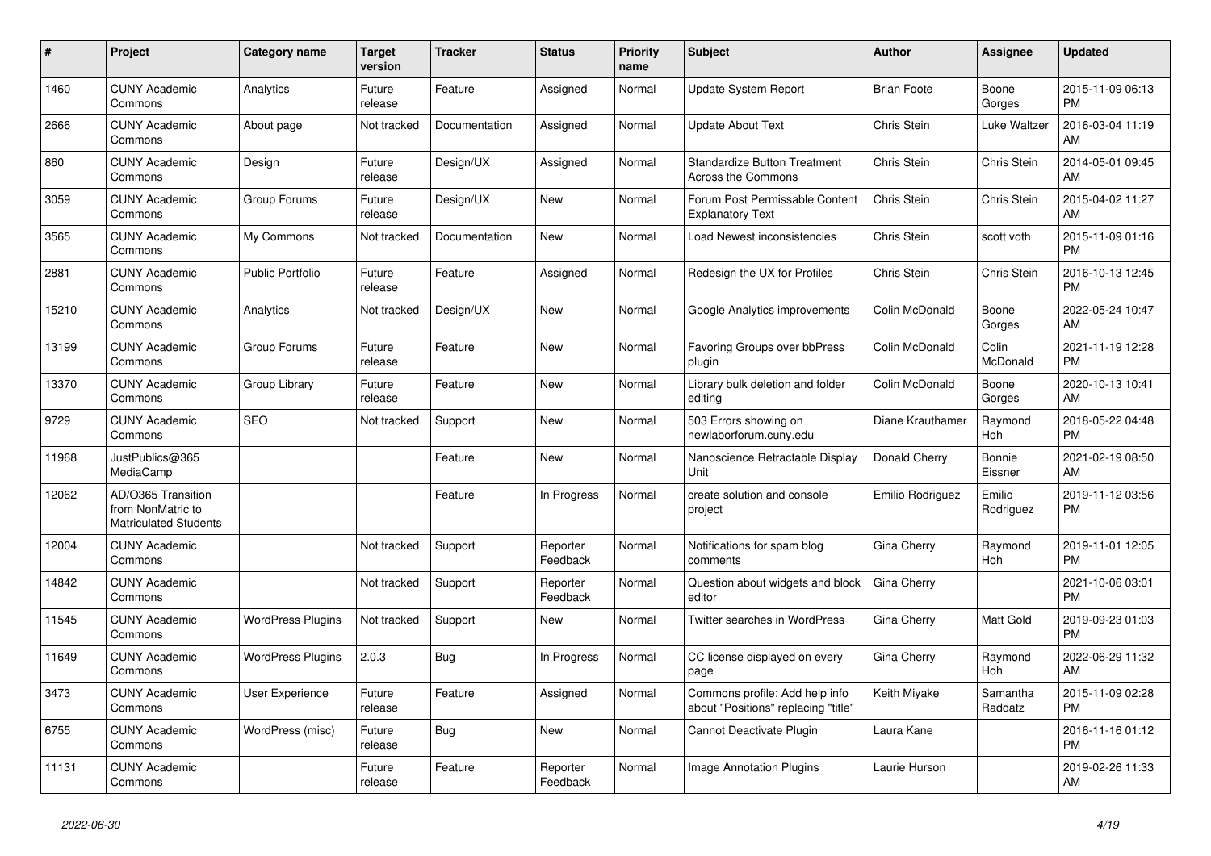| # | Project | Category name | Target version | Tracker | Status | Priority name | Subject | Author | Assignee | Updated |
|---|---|---|---|---|---|---|---|---|---|---|
| 1460 | CUNY Academic Commons | Analytics | Future release | Feature | Assigned | Normal | Update System Report | Brian Foote | Boone Gorges | 2015-11-09 06:13 PM |
| 2666 | CUNY Academic Commons | About page | Not tracked | Documentation | Assigned | Normal | Update About Text | Chris Stein | Luke Waltzer | 2016-03-04 11:19 AM |
| 860 | CUNY Academic Commons | Design | Future release | Design/UX | Assigned | Normal | Standardize Button Treatment Across the Commons | Chris Stein | Chris Stein | 2014-05-01 09:45 AM |
| 3059 | CUNY Academic Commons | Group Forums | Future release | Design/UX | New | Normal | Forum Post Permissable Content Explanatory Text | Chris Stein | Chris Stein | 2015-04-02 11:27 AM |
| 3565 | CUNY Academic Commons | My Commons | Not tracked | Documentation | New | Normal | Load Newest inconsistencies | Chris Stein | scott voth | 2015-11-09 01:16 PM |
| 2881 | CUNY Academic Commons | Public Portfolio | Future release | Feature | Assigned | Normal | Redesign the UX for Profiles | Chris Stein | Chris Stein | 2016-10-13 12:45 PM |
| 15210 | CUNY Academic Commons | Analytics | Not tracked | Design/UX | New | Normal | Google Analytics improvements | Colin McDonald | Boone Gorges | 2022-05-24 10:47 AM |
| 13199 | CUNY Academic Commons | Group Forums | Future release | Feature | New | Normal | Favoring Groups over bbPress plugin | Colin McDonald | Colin McDonald | 2021-11-19 12:28 PM |
| 13370 | CUNY Academic Commons | Group Library | Future release | Feature | New | Normal | Library bulk deletion and folder editing | Colin McDonald | Boone Gorges | 2020-10-13 10:41 AM |
| 9729 | CUNY Academic Commons | SEO | Not tracked | Support | New | Normal | 503 Errors showing on newlaborforum.cuny.edu | Diane Krauthamer | Raymond Hoh | 2018-05-22 04:48 PM |
| 11968 | JustPublics@365 MediaCamp | | | Feature | New | Normal | Nanoscience Retractable Display Unit | Donald Cherry | Bonnie Eissner | 2021-02-19 08:50 AM |
| 12062 | AD/O365 Transition from NonMatric to Matriculated Students | | | Feature | In Progress | Normal | create solution and console project | Emilio Rodriguez | Emilio Rodriguez | 2019-11-12 03:56 PM |
| 12004 | CUNY Academic Commons | | Not tracked | Support | Reporter Feedback | Normal | Notifications for spam blog comments | Gina Cherry | Raymond Hoh | 2019-11-01 12:05 PM |
| 14842 | CUNY Academic Commons | | Not tracked | Support | Reporter Feedback | Normal | Question about widgets and block editor | Gina Cherry | | 2021-10-06 03:01 PM |
| 11545 | CUNY Academic Commons | WordPress Plugins | Not tracked | Support | New | Normal | Twitter searches in WordPress | Gina Cherry | Matt Gold | 2019-09-23 01:03 PM |
| 11649 | CUNY Academic Commons | WordPress Plugins | 2.0.3 | Bug | In Progress | Normal | CC license displayed on every page | Gina Cherry | Raymond Hoh | 2022-06-29 11:32 AM |
| 3473 | CUNY Academic Commons | User Experience | Future release | Feature | Assigned | Normal | Commons profile: Add help info about "Positions" replacing "title" | Keith Miyake | Samantha Raddatz | 2015-11-09 02:28 PM |
| 6755 | CUNY Academic Commons | WordPress (misc) | Future release | Bug | New | Normal | Cannot Deactivate Plugin | Laura Kane | | 2016-11-16 01:12 PM |
| 11131 | CUNY Academic Commons | | Future release | Feature | Reporter Feedback | Normal | Image Annotation Plugins | Laurie Hurson | | 2019-02-26 11:33 AM |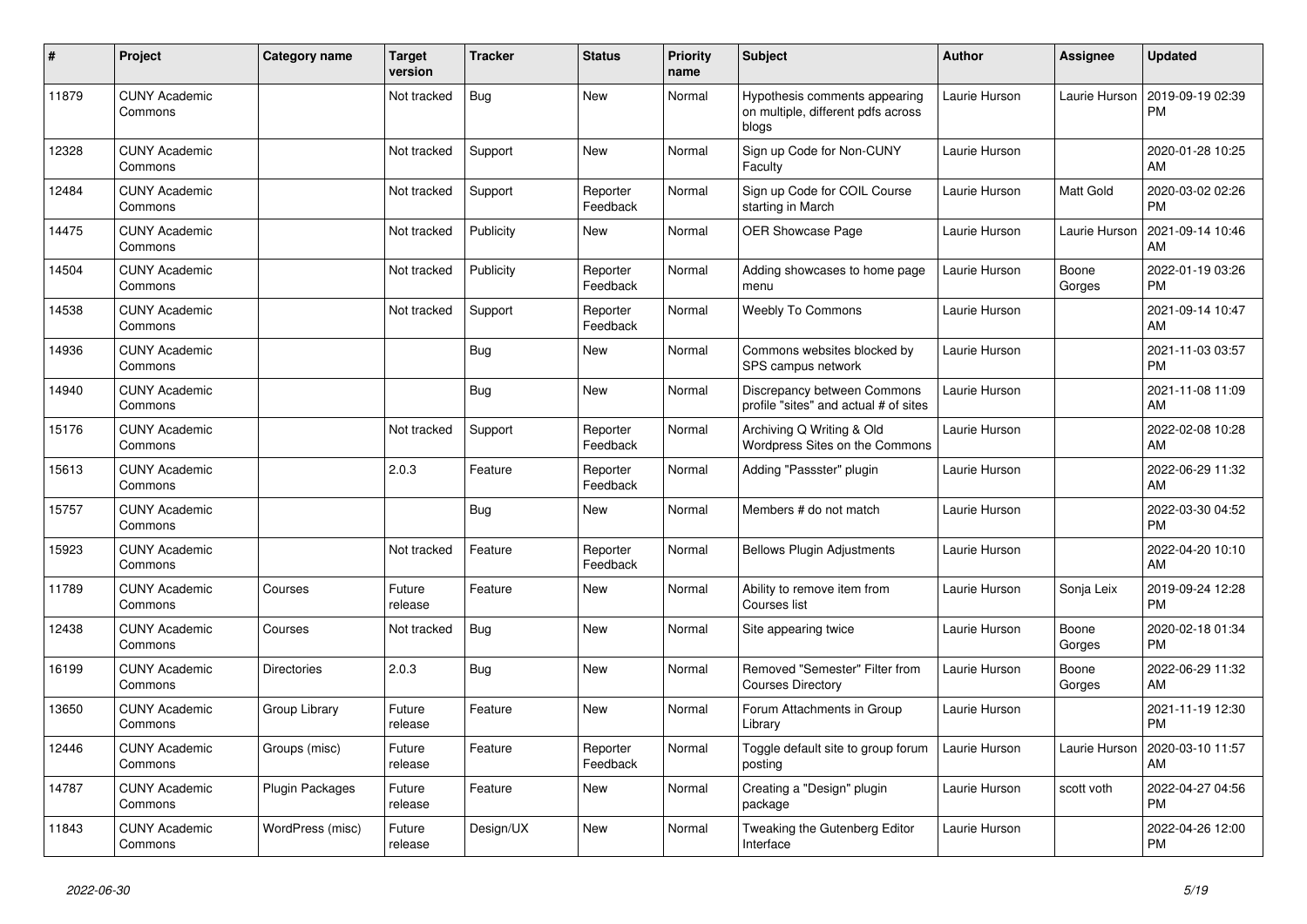| # | Project | Category name | Target version | Tracker | Status | Priority name | Subject | Author | Assignee | Updated |
|---|---|---|---|---|---|---|---|---|---|---|
| 11879 | CUNY Academic Commons | | Not tracked | Bug | New | Normal | Hypothesis comments appearing on multiple, different pdfs across blogs | Laurie Hurson | Laurie Hurson | 2019-09-19 02:39 PM |
| 12328 | CUNY Academic Commons | | Not tracked | Support | New | Normal | Sign up Code for Non-CUNY Faculty | Laurie Hurson | | 2020-01-28 10:25 AM |
| 12484 | CUNY Academic Commons | | Not tracked | Support | Reporter Feedback | Normal | Sign up Code for COIL Course starting in March | Laurie Hurson | Matt Gold | 2020-03-02 02:26 PM |
| 14475 | CUNY Academic Commons | | Not tracked | Publicity | New | Normal | OER Showcase Page | Laurie Hurson | Laurie Hurson | 2021-09-14 10:46 AM |
| 14504 | CUNY Academic Commons | | Not tracked | Publicity | Reporter Feedback | Normal | Adding showcases to home page menu | Laurie Hurson | Boone Gorges | 2022-01-19 03:26 PM |
| 14538 | CUNY Academic Commons | | Not tracked | Support | Reporter Feedback | Normal | Weebly To Commons | Laurie Hurson | | 2021-09-14 10:47 AM |
| 14936 | CUNY Academic Commons | | | Bug | New | Normal | Commons websites blocked by SPS campus network | Laurie Hurson | | 2021-11-03 03:57 PM |
| 14940 | CUNY Academic Commons | | | Bug | New | Normal | Discrepancy between Commons profile "sites" and actual # of sites | Laurie Hurson | | 2021-11-08 11:09 AM |
| 15176 | CUNY Academic Commons | | Not tracked | Support | Reporter Feedback | Normal | Archiving Q Writing & Old Wordpress Sites on the Commons | Laurie Hurson | | 2022-02-08 10:28 AM |
| 15613 | CUNY Academic Commons | | 2.0.3 | Feature | Reporter Feedback | Normal | Adding "Passster" plugin | Laurie Hurson | | 2022-06-29 11:32 AM |
| 15757 | CUNY Academic Commons | | | Bug | New | Normal | Members # do not match | Laurie Hurson | | 2022-03-30 04:52 PM |
| 15923 | CUNY Academic Commons | | Not tracked | Feature | Reporter Feedback | Normal | Bellows Plugin Adjustments | Laurie Hurson | | 2022-04-20 10:10 AM |
| 11789 | CUNY Academic Commons | Courses | Future release | Feature | New | Normal | Ability to remove item from Courses list | Laurie Hurson | Sonja Leix | 2019-09-24 12:28 PM |
| 12438 | CUNY Academic Commons | Courses | Not tracked | Bug | New | Normal | Site appearing twice | Laurie Hurson | Boone Gorges | 2020-02-18 01:34 PM |
| 16199 | CUNY Academic Commons | Directories | 2.0.3 | Bug | New | Normal | Removed "Semester" Filter from Courses Directory | Laurie Hurson | Boone Gorges | 2022-06-29 11:32 AM |
| 13650 | CUNY Academic Commons | Group Library | Future release | Feature | New | Normal | Forum Attachments in Group Library | Laurie Hurson | | 2021-11-19 12:30 PM |
| 12446 | CUNY Academic Commons | Groups (misc) | Future release | Feature | Reporter Feedback | Normal | Toggle default site to group forum posting | Laurie Hurson | Laurie Hurson | 2020-03-10 11:57 AM |
| 14787 | CUNY Academic Commons | Plugin Packages | Future release | Feature | New | Normal | Creating a "Design" plugin package | Laurie Hurson | scott voth | 2022-04-27 04:56 PM |
| 11843 | CUNY Academic Commons | WordPress (misc) | Future release | Design/UX | New | Normal | Tweaking the Gutenberg Editor Interface | Laurie Hurson | | 2022-04-26 12:00 PM |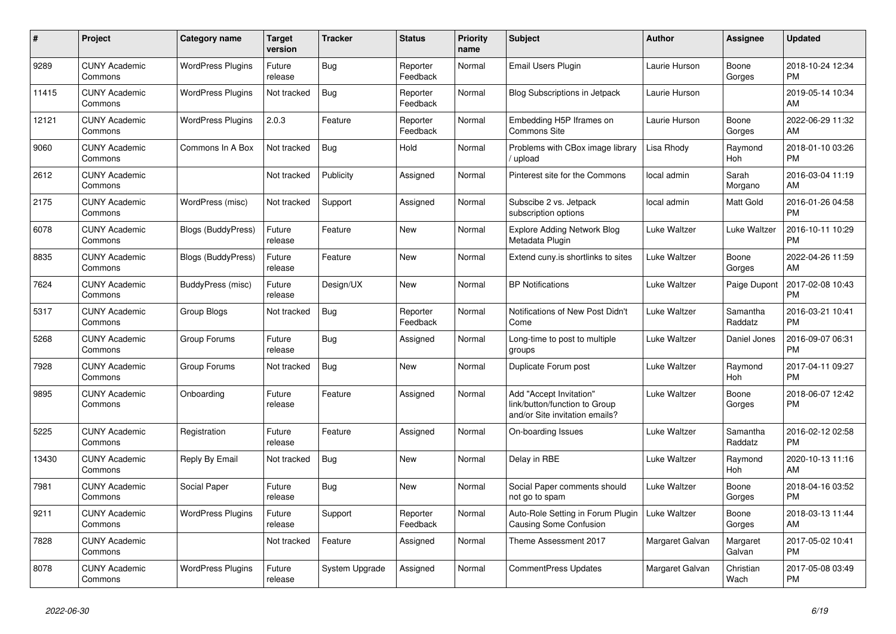| # | Project | Category name | Target version | Tracker | Status | Priority name | Subject | Author | Assignee | Updated |
|---|---|---|---|---|---|---|---|---|---|---|
| 9289 | CUNY Academic Commons | WordPress Plugins | Future release | Bug | Reporter Feedback | Normal | Email Users Plugin | Laurie Hurson | Boone Gorges | 2018-10-24 12:34 PM |
| 11415 | CUNY Academic Commons | WordPress Plugins | Not tracked | Bug | Reporter Feedback | Normal | Blog Subscriptions in Jetpack | Laurie Hurson | | 2019-05-14 10:34 AM |
| 12121 | CUNY Academic Commons | WordPress Plugins | 2.0.3 | Feature | Reporter Feedback | Normal | Embedding H5P Iframes on Commons Site | Laurie Hurson | Boone Gorges | 2022-06-29 11:32 AM |
| 9060 | CUNY Academic Commons | Commons In A Box | Not tracked | Bug | Hold | Normal | Problems with CBox image library / upload | Lisa Rhody | Raymond Hoh | 2018-01-10 03:26 PM |
| 2612 | CUNY Academic Commons | | Not tracked | Publicity | Assigned | Normal | Pinterest site for the Commons | local admin | Sarah Morgano | 2016-03-04 11:19 AM |
| 2175 | CUNY Academic Commons | WordPress (misc) | Not tracked | Support | Assigned | Normal | Subscibe 2 vs. Jetpack subscription options | local admin | Matt Gold | 2016-01-26 04:58 PM |
| 6078 | CUNY Academic Commons | Blogs (BuddyPress) | Future release | Feature | New | Normal | Explore Adding Network Blog Metadata Plugin | Luke Waltzer | Luke Waltzer | 2016-10-11 10:29 PM |
| 8835 | CUNY Academic Commons | Blogs (BuddyPress) | Future release | Feature | New | Normal | Extend cuny.is shortlinks to sites | Luke Waltzer | Boone Gorges | 2022-04-26 11:59 AM |
| 7624 | CUNY Academic Commons | BuddyPress (misc) | Future release | Design/UX | New | Normal | BP Notifications | Luke Waltzer | Paige Dupont | 2017-02-08 10:43 PM |
| 5317 | CUNY Academic Commons | Group Blogs | Not tracked | Bug | Reporter Feedback | Normal | Notifications of New Post Didn't Come | Luke Waltzer | Samantha Raddatz | 2016-03-21 10:41 PM |
| 5268 | CUNY Academic Commons | Group Forums | Future release | Bug | Assigned | Normal | Long-time to post to multiple groups | Luke Waltzer | Daniel Jones | 2016-09-07 06:31 PM |
| 7928 | CUNY Academic Commons | Group Forums | Not tracked | Bug | New | Normal | Duplicate Forum post | Luke Waltzer | Raymond Hoh | 2017-04-11 09:27 PM |
| 9895 | CUNY Academic Commons | Onboarding | Future release | Feature | Assigned | Normal | Add "Accept Invitation" link/button/function to Group and/or Site invitation emails? | Luke Waltzer | Boone Gorges | 2018-06-07 12:42 PM |
| 5225 | CUNY Academic Commons | Registration | Future release | Feature | Assigned | Normal | On-boarding Issues | Luke Waltzer | Samantha Raddatz | 2016-02-12 02:58 PM |
| 13430 | CUNY Academic Commons | Reply By Email | Not tracked | Bug | New | Normal | Delay in RBE | Luke Waltzer | Raymond Hoh | 2020-10-13 11:16 AM |
| 7981 | CUNY Academic Commons | Social Paper | Future release | Bug | New | Normal | Social Paper comments should not go to spam | Luke Waltzer | Boone Gorges | 2018-04-16 03:52 PM |
| 9211 | CUNY Academic Commons | WordPress Plugins | Future release | Support | Reporter Feedback | Normal | Auto-Role Setting in Forum Plugin Causing Some Confusion | Luke Waltzer | Boone Gorges | 2018-03-13 11:44 AM |
| 7828 | CUNY Academic Commons | | Not tracked | Feature | Assigned | Normal | Theme Assessment 2017 | Margaret Galvan | Margaret Galvan | 2017-05-02 10:41 PM |
| 8078 | CUNY Academic Commons | WordPress Plugins | Future release | System Upgrade | Assigned | Normal | CommentPress Updates | Margaret Galvan | Christian Wach | 2017-05-08 03:49 PM |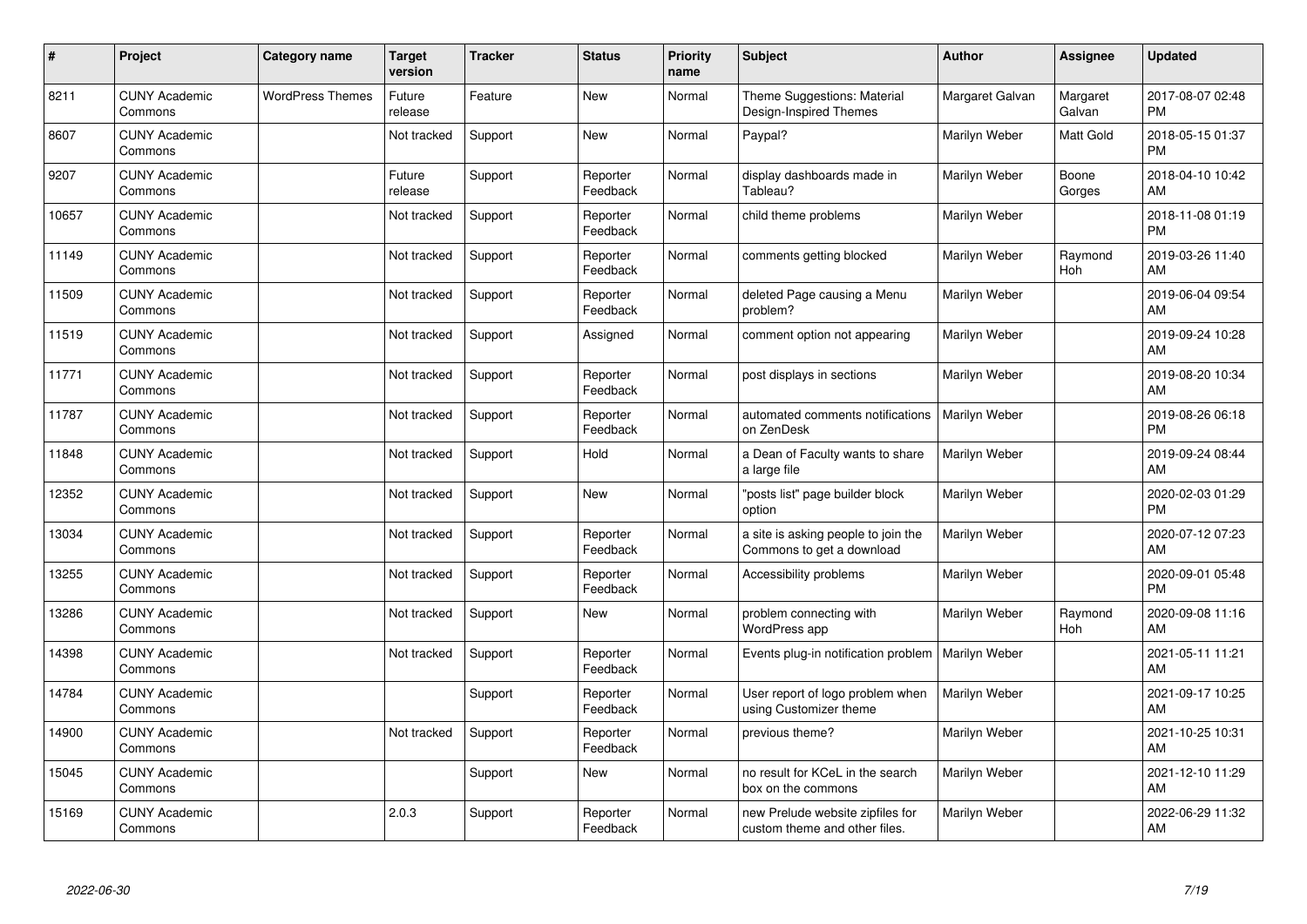| # | Project | Category name | Target version | Tracker | Status | Priority name | Subject | Author | Assignee | Updated |
|---|---|---|---|---|---|---|---|---|---|---|
| 8211 | CUNY Academic Commons | WordPress Themes | Future release | Feature | New | Normal | Theme Suggestions: Material Design-Inspired Themes | Margaret Galvan | Margaret Galvan | 2017-08-07 02:48 PM |
| 8607 | CUNY Academic Commons | | Not tracked | Support | New | Normal | Paypal? | Marilyn Weber | Matt Gold | 2018-05-15 01:37 PM |
| 9207 | CUNY Academic Commons | | Future release | Support | Reporter Feedback | Normal | display dashboards made in Tableau? | Marilyn Weber | Boone Gorges | 2018-04-10 10:42 AM |
| 10657 | CUNY Academic Commons | | Not tracked | Support | Reporter Feedback | Normal | child theme problems | Marilyn Weber | | 2018-11-08 01:19 PM |
| 11149 | CUNY Academic Commons | | Not tracked | Support | Reporter Feedback | Normal | comments getting blocked | Marilyn Weber | Raymond Hoh | 2019-03-26 11:40 AM |
| 11509 | CUNY Academic Commons | | Not tracked | Support | Reporter Feedback | Normal | deleted Page causing a Menu problem? | Marilyn Weber | | 2019-06-04 09:54 AM |
| 11519 | CUNY Academic Commons | | Not tracked | Support | Assigned | Normal | comment option not appearing | Marilyn Weber | | 2019-09-24 10:28 AM |
| 11771 | CUNY Academic Commons | | Not tracked | Support | Reporter Feedback | Normal | post displays in sections | Marilyn Weber | | 2019-08-20 10:34 AM |
| 11787 | CUNY Academic Commons | | Not tracked | Support | Reporter Feedback | Normal | automated comments notifications on ZenDesk | Marilyn Weber | | 2019-08-26 06:18 PM |
| 11848 | CUNY Academic Commons | | Not tracked | Support | Hold | Normal | a Dean of Faculty wants to share a large file | Marilyn Weber | | 2019-09-24 08:44 AM |
| 12352 | CUNY Academic Commons | | Not tracked | Support | New | Normal | "posts list" page builder block option | Marilyn Weber | | 2020-02-03 01:29 PM |
| 13034 | CUNY Academic Commons | | Not tracked | Support | Reporter Feedback | Normal | a site is asking people to join the Commons to get a download | Marilyn Weber | | 2020-07-12 07:23 AM |
| 13255 | CUNY Academic Commons | | Not tracked | Support | Reporter Feedback | Normal | Accessibility problems | Marilyn Weber | | 2020-09-01 05:48 PM |
| 13286 | CUNY Academic Commons | | Not tracked | Support | New | Normal | problem connecting with WordPress app | Marilyn Weber | Raymond Hoh | 2020-09-08 11:16 AM |
| 14398 | CUNY Academic Commons | | Not tracked | Support | Reporter Feedback | Normal | Events plug-in notification problem | Marilyn Weber | | 2021-05-11 11:21 AM |
| 14784 | CUNY Academic Commons | | | Support | Reporter Feedback | Normal | User report of logo problem when using Customizer theme | Marilyn Weber | | 2021-09-17 10:25 AM |
| 14900 | CUNY Academic Commons | | Not tracked | Support | Reporter Feedback | Normal | previous theme? | Marilyn Weber | | 2021-10-25 10:31 AM |
| 15045 | CUNY Academic Commons | | | Support | New | Normal | no result for KCeL in the search box on the commons | Marilyn Weber | | 2021-12-10 11:29 AM |
| 15169 | CUNY Academic Commons | | 2.0.3 | Support | Reporter Feedback | Normal | new Prelude website zipfiles for custom theme and other files. | Marilyn Weber | | 2022-06-29 11:32 AM |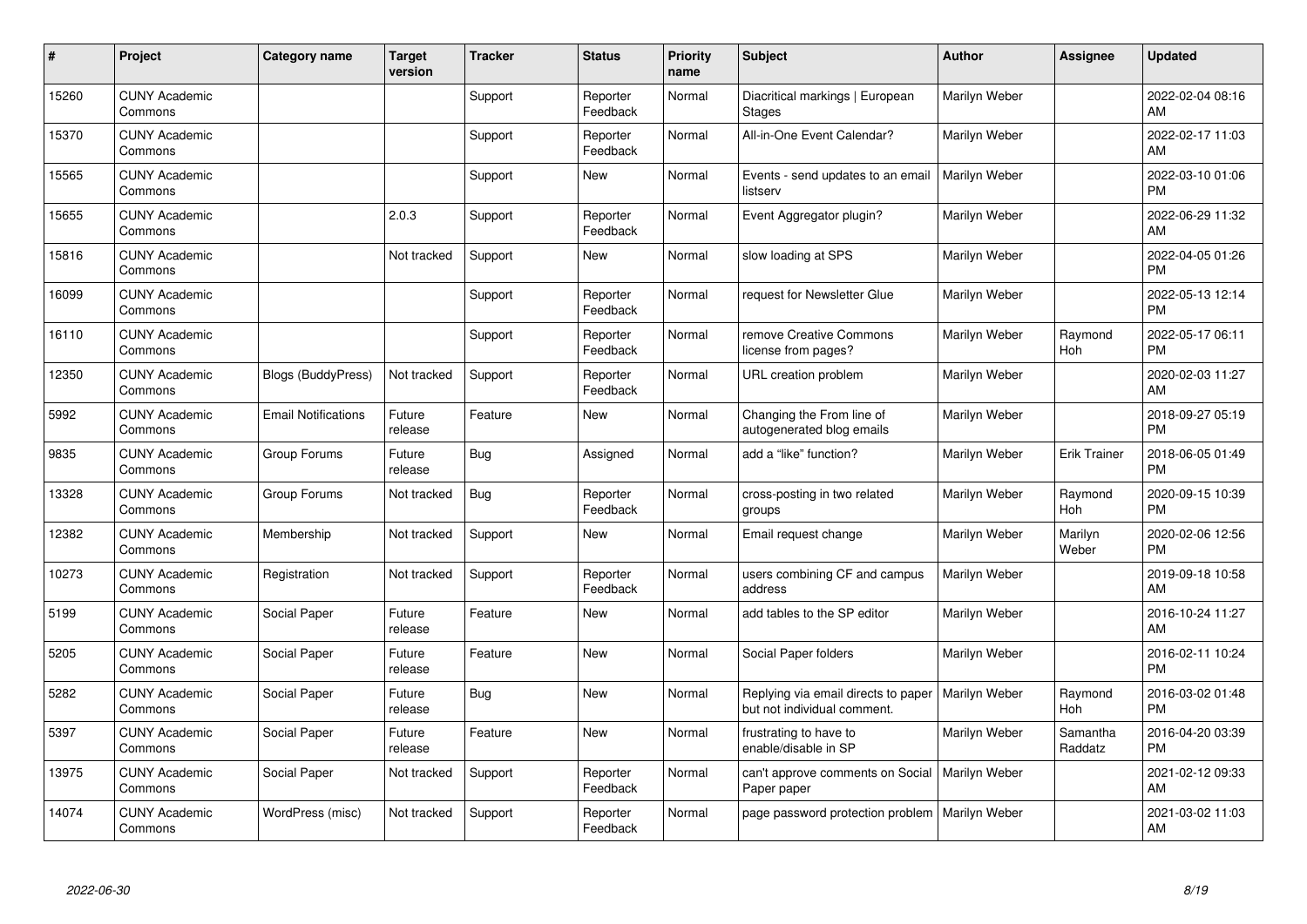| # | Project | Category name | Target version | Tracker | Status | Priority name | Subject | Author | Assignee | Updated |
|---|---|---|---|---|---|---|---|---|---|---|
| 15260 | CUNY Academic Commons | | | Support | Reporter Feedback | Normal | Diacritical markings \| European Stages | Marilyn Weber | | 2022-02-04 08:16 AM |
| 15370 | CUNY Academic Commons | | | Support | Reporter Feedback | Normal | All-in-One Event Calendar? | Marilyn Weber | | 2022-02-17 11:03 AM |
| 15565 | CUNY Academic Commons | | | Support | New | Normal | Events - send updates to an email listserv | Marilyn Weber | | 2022-03-10 01:06 PM |
| 15655 | CUNY Academic Commons | | 2.0.3 | Support | Reporter Feedback | Normal | Event Aggregator plugin? | Marilyn Weber | | 2022-06-29 11:32 AM |
| 15816 | CUNY Academic Commons | | Not tracked | Support | New | Normal | slow loading at SPS | Marilyn Weber | | 2022-04-05 01:26 PM |
| 16099 | CUNY Academic Commons | | | Support | Reporter Feedback | Normal | request for Newsletter Glue | Marilyn Weber | | 2022-05-13 12:14 PM |
| 16110 | CUNY Academic Commons | | | Support | Reporter Feedback | Normal | remove Creative Commons license from pages? | Marilyn Weber | Raymond Hoh | 2022-05-17 06:11 PM |
| 12350 | CUNY Academic Commons | Blogs (BuddyPress) | Not tracked | Support | Reporter Feedback | Normal | URL creation problem | Marilyn Weber | | 2020-02-03 11:27 AM |
| 5992 | CUNY Academic Commons | Email Notifications | Future release | Feature | New | Normal | Changing the From line of autogenerated blog emails | Marilyn Weber | | 2018-09-27 05:19 PM |
| 9835 | CUNY Academic Commons | Group Forums | Future release | Bug | Assigned | Normal | add a "like" function? | Marilyn Weber | Erik Trainer | 2018-06-05 01:49 PM |
| 13328 | CUNY Academic Commons | Group Forums | Not tracked | Bug | Reporter Feedback | Normal | cross-posting in two related groups | Marilyn Weber | Raymond Hoh | 2020-09-15 10:39 PM |
| 12382 | CUNY Academic Commons | Membership | Not tracked | Support | New | Normal | Email request change | Marilyn Weber | Marilyn Weber | 2020-02-06 12:56 PM |
| 10273 | CUNY Academic Commons | Registration | Not tracked | Support | Reporter Feedback | Normal | users combining CF and campus address | Marilyn Weber | | 2019-09-18 10:58 AM |
| 5199 | CUNY Academic Commons | Social Paper | Future release | Feature | New | Normal | add tables to the SP editor | Marilyn Weber | | 2016-10-24 11:27 AM |
| 5205 | CUNY Academic Commons | Social Paper | Future release | Feature | New | Normal | Social Paper folders | Marilyn Weber | | 2016-02-11 10:24 PM |
| 5282 | CUNY Academic Commons | Social Paper | Future release | Bug | New | Normal | Replying via email directs to paper but not individual comment. | Marilyn Weber | Raymond Hoh | 2016-03-02 01:48 PM |
| 5397 | CUNY Academic Commons | Social Paper | Future release | Feature | New | Normal | frustrating to have to enable/disable in SP | Marilyn Weber | Samantha Raddatz | 2016-04-20 03:39 PM |
| 13975 | CUNY Academic Commons | Social Paper | Not tracked | Support | Reporter Feedback | Normal | can't approve comments on Social Paper paper | Marilyn Weber | | 2021-02-12 09:33 AM |
| 14074 | CUNY Academic Commons | WordPress (misc) | Not tracked | Support | Reporter Feedback | Normal | page password protection problem | Marilyn Weber | | 2021-03-02 11:03 AM |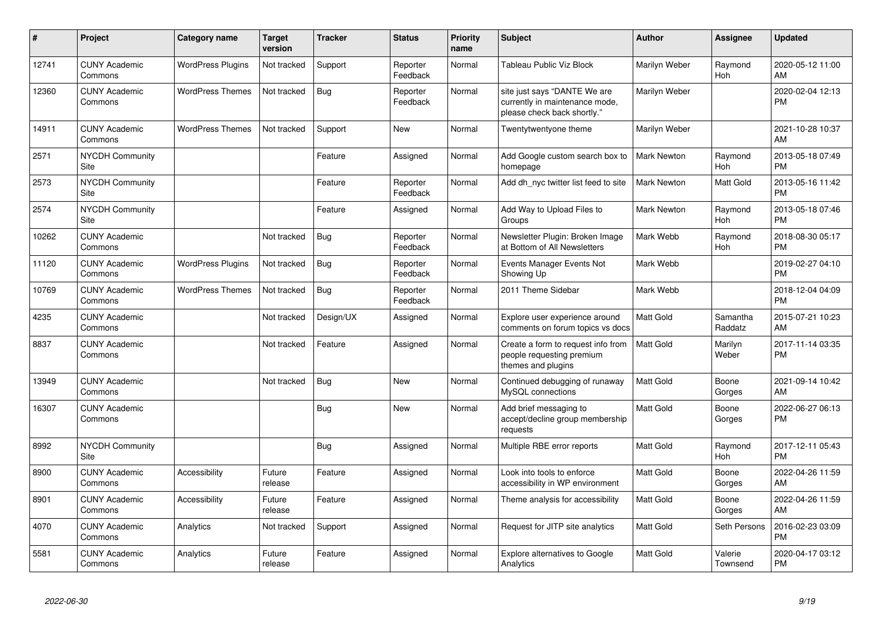| # | Project | Category name | Target version | Tracker | Status | Priority name | Subject | Author | Assignee | Updated |
|---|---|---|---|---|---|---|---|---|---|---|
| 12741 | CUNY Academic Commons | WordPress Plugins | Not tracked | Support | Reporter Feedback | Normal | Tableau Public Viz Block | Marilyn Weber | Raymond Hoh | 2020-05-12 11:00 AM |
| 12360 | CUNY Academic Commons | WordPress Themes | Not tracked | Bug | Reporter Feedback | Normal | site just says "DANTE We are currently in maintenance mode, please check back shortly." | Marilyn Weber | | 2020-02-04 12:13 PM |
| 14911 | CUNY Academic Commons | WordPress Themes | Not tracked | Support | New | Normal | Twentytwentyone theme | Marilyn Weber | | 2021-10-28 10:37 AM |
| 2571 | NYCDH Community Site | | | Feature | Assigned | Normal | Add Google custom search box to homepage | Mark Newton | Raymond Hoh | 2013-05-18 07:49 PM |
| 2573 | NYCDH Community Site | | | Feature | Reporter Feedback | Normal | Add dh_nyc twitter list feed to site | Mark Newton | Matt Gold | 2013-05-16 11:42 PM |
| 2574 | NYCDH Community Site | | | Feature | Assigned | Normal | Add Way to Upload Files to Groups | Mark Newton | Raymond Hoh | 2013-05-18 07:46 PM |
| 10262 | CUNY Academic Commons | | Not tracked | Bug | Reporter Feedback | Normal | Newsletter Plugin: Broken Image at Bottom of All Newsletters | Mark Webb | Raymond Hoh | 2018-08-30 05:17 PM |
| 11120 | CUNY Academic Commons | WordPress Plugins | Not tracked | Bug | Reporter Feedback | Normal | Events Manager Events Not Showing Up | Mark Webb | | 2019-02-27 04:10 PM |
| 10769 | CUNY Academic Commons | WordPress Themes | Not tracked | Bug | Reporter Feedback | Normal | 2011 Theme Sidebar | Mark Webb | | 2018-12-04 04:09 PM |
| 4235 | CUNY Academic Commons | | Not tracked | Design/UX | Assigned | Normal | Explore user experience around comments on forum topics vs docs | Matt Gold | Samantha Raddatz | 2015-07-21 10:23 AM |
| 8837 | CUNY Academic Commons | | Not tracked | Feature | Assigned | Normal | Create a form to request info from people requesting premium themes and plugins | Matt Gold | Marilyn Weber | 2017-11-14 03:35 PM |
| 13949 | CUNY Academic Commons | | Not tracked | Bug | New | Normal | Continued debugging of runaway MySQL connections | Matt Gold | Boone Gorges | 2021-09-14 10:42 AM |
| 16307 | CUNY Academic Commons | | | Bug | New | Normal | Add brief messaging to accept/decline group membership requests | Matt Gold | Boone Gorges | 2022-06-27 06:13 PM |
| 8992 | NYCDH Community Site | | | Bug | Assigned | Normal | Multiple RBE error reports | Matt Gold | Raymond Hoh | 2017-12-11 05:43 PM |
| 8900 | CUNY Academic Commons | Accessibility | Future release | Feature | Assigned | Normal | Look into tools to enforce accessibility in WP environment | Matt Gold | Boone Gorges | 2022-04-26 11:59 AM |
| 8901 | CUNY Academic Commons | Accessibility | Future release | Feature | Assigned | Normal | Theme analysis for accessibility | Matt Gold | Boone Gorges | 2022-04-26 11:59 AM |
| 4070 | CUNY Academic Commons | Analytics | Not tracked | Support | Assigned | Normal | Request for JITP site analytics | Matt Gold | Seth Persons | 2016-02-23 03:09 PM |
| 5581 | CUNY Academic Commons | Analytics | Future release | Feature | Assigned | Normal | Explore alternatives to Google Analytics | Matt Gold | Valerie Townsend | 2020-04-17 03:12 PM |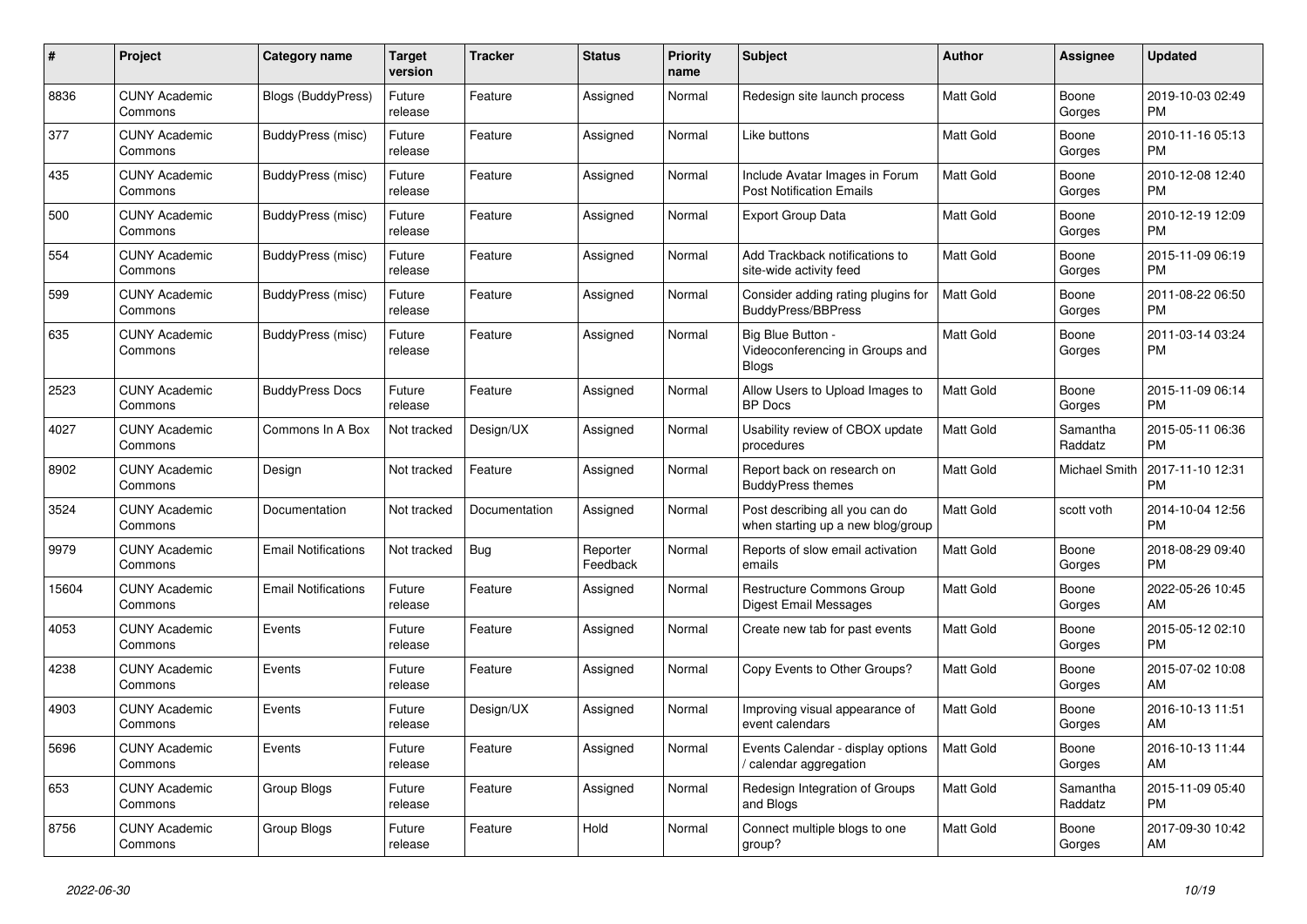| # | Project | Category name | Target version | Tracker | Status | Priority name | Subject | Author | Assignee | Updated |
|---|---|---|---|---|---|---|---|---|---|---|
| 8836 | CUNY Academic Commons | Blogs (BuddyPress) | Future release | Feature | Assigned | Normal | Redesign site launch process | Matt Gold | Boone Gorges | 2019-10-03 02:49 PM |
| 377 | CUNY Academic Commons | BuddyPress (misc) | Future release | Feature | Assigned | Normal | Like buttons | Matt Gold | Boone Gorges | 2010-11-16 05:13 PM |
| 435 | CUNY Academic Commons | BuddyPress (misc) | Future release | Feature | Assigned | Normal | Include Avatar Images in Forum Post Notification Emails | Matt Gold | Boone Gorges | 2010-12-08 12:40 PM |
| 500 | CUNY Academic Commons | BuddyPress (misc) | Future release | Feature | Assigned | Normal | Export Group Data | Matt Gold | Boone Gorges | 2010-12-19 12:09 PM |
| 554 | CUNY Academic Commons | BuddyPress (misc) | Future release | Feature | Assigned | Normal | Add Trackback notifications to site-wide activity feed | Matt Gold | Boone Gorges | 2015-11-09 06:19 PM |
| 599 | CUNY Academic Commons | BuddyPress (misc) | Future release | Feature | Assigned | Normal | Consider adding rating plugins for BuddyPress/BBPress | Matt Gold | Boone Gorges | 2011-08-22 06:50 PM |
| 635 | CUNY Academic Commons | BuddyPress (misc) | Future release | Feature | Assigned | Normal | Big Blue Button - Videoconferencing in Groups and Blogs | Matt Gold | Boone Gorges | 2011-03-14 03:24 PM |
| 2523 | CUNY Academic Commons | BuddyPress Docs | Future release | Feature | Assigned | Normal | Allow Users to Upload Images to BP Docs | Matt Gold | Boone Gorges | 2015-11-09 06:14 PM |
| 4027 | CUNY Academic Commons | Commons In A Box | Not tracked | Design/UX | Assigned | Normal | Usability review of CBOX update procedures | Matt Gold | Samantha Raddatz | 2015-05-11 06:36 PM |
| 8902 | CUNY Academic Commons | Design | Not tracked | Feature | Assigned | Normal | Report back on research on BuddyPress themes | Matt Gold | Michael Smith | 2017-11-10 12:31 PM |
| 3524 | CUNY Academic Commons | Documentation | Not tracked | Documentation | Assigned | Normal | Post describing all you can do when starting up a new blog/group | Matt Gold | scott voth | 2014-10-04 12:56 PM |
| 9979 | CUNY Academic Commons | Email Notifications | Not tracked | Bug | Reporter Feedback | Normal | Reports of slow email activation emails | Matt Gold | Boone Gorges | 2018-08-29 09:40 PM |
| 15604 | CUNY Academic Commons | Email Notifications | Future release | Feature | Assigned | Normal | Restructure Commons Group Digest Email Messages | Matt Gold | Boone Gorges | 2022-05-26 10:45 AM |
| 4053 | CUNY Academic Commons | Events | Future release | Feature | Assigned | Normal | Create new tab for past events | Matt Gold | Boone Gorges | 2015-05-12 02:10 PM |
| 4238 | CUNY Academic Commons | Events | Future release | Feature | Assigned | Normal | Copy Events to Other Groups? | Matt Gold | Boone Gorges | 2015-07-02 10:08 AM |
| 4903 | CUNY Academic Commons | Events | Future release | Design/UX | Assigned | Normal | Improving visual appearance of event calendars | Matt Gold | Boone Gorges | 2016-10-13 11:51 AM |
| 5696 | CUNY Academic Commons | Events | Future release | Feature | Assigned | Normal | Events Calendar - display options / calendar aggregation | Matt Gold | Boone Gorges | 2016-10-13 11:44 AM |
| 653 | CUNY Academic Commons | Group Blogs | Future release | Feature | Assigned | Normal | Redesign Integration of Groups and Blogs | Matt Gold | Samantha Raddatz | 2015-11-09 05:40 PM |
| 8756 | CUNY Academic Commons | Group Blogs | Future release | Feature | Hold | Normal | Connect multiple blogs to one group? | Matt Gold | Boone Gorges | 2017-09-30 10:42 AM |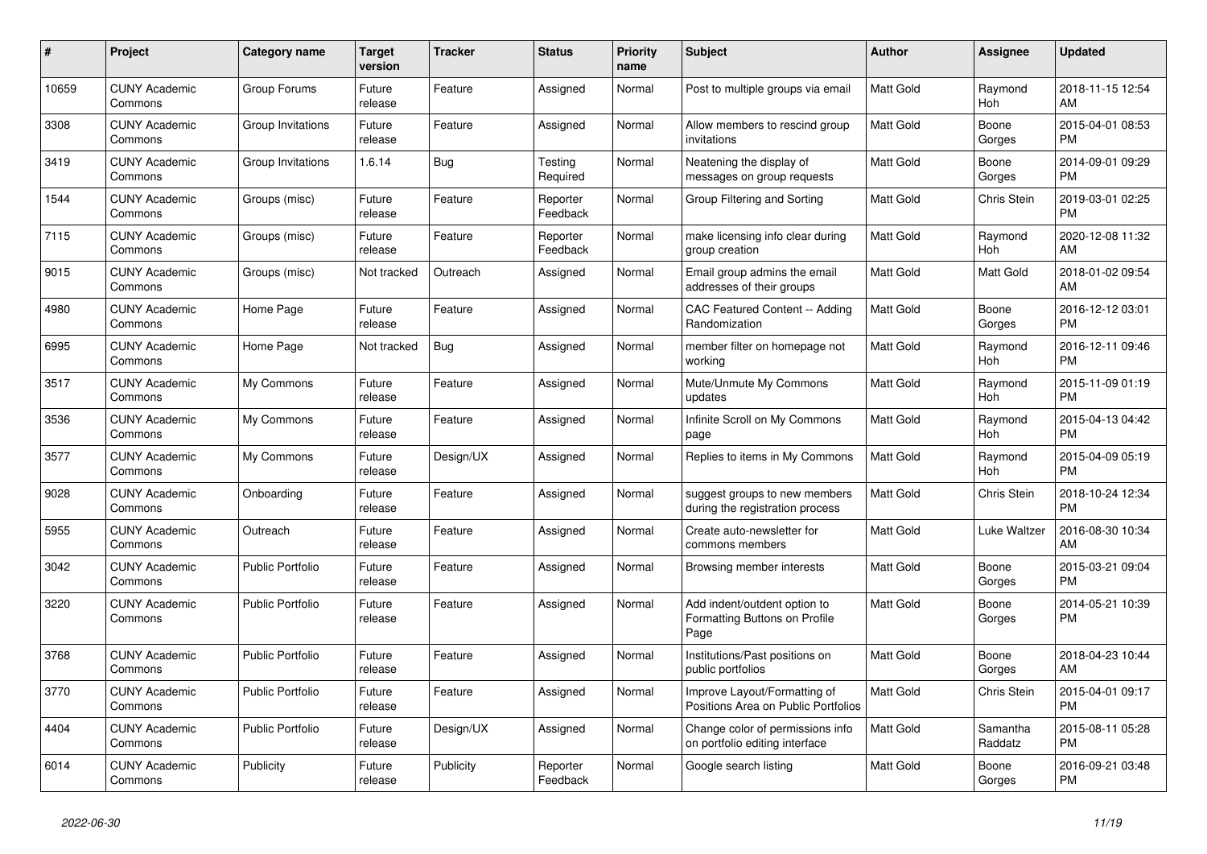| # | Project | Category name | Target version | Tracker | Status | Priority name | Subject | Author | Assignee | Updated |
|---|---|---|---|---|---|---|---|---|---|---|
| 10659 | CUNY Academic Commons | Group Forums | Future release | Feature | Assigned | Normal | Post to multiple groups via email | Matt Gold | Raymond Hoh | 2018-11-15 12:54 AM |
| 3308 | CUNY Academic Commons | Group Invitations | Future release | Feature | Assigned | Normal | Allow members to rescind group invitations | Matt Gold | Boone Gorges | 2015-04-01 08:53 PM |
| 3419 | CUNY Academic Commons | Group Invitations | 1.6.14 | Bug | Testing Required | Normal | Neatening the display of messages on group requests | Matt Gold | Boone Gorges | 2014-09-01 09:29 PM |
| 1544 | CUNY Academic Commons | Groups (misc) | Future release | Feature | Reporter Feedback | Normal | Group Filtering and Sorting | Matt Gold | Chris Stein | 2019-03-01 02:25 PM |
| 7115 | CUNY Academic Commons | Groups (misc) | Future release | Feature | Reporter Feedback | Normal | make licensing info clear during group creation | Matt Gold | Raymond Hoh | 2020-12-08 11:32 AM |
| 9015 | CUNY Academic Commons | Groups (misc) | Not tracked | Outreach | Assigned | Normal | Email group admins the email addresses of their groups | Matt Gold | Matt Gold | 2018-01-02 09:54 AM |
| 4980 | CUNY Academic Commons | Home Page | Future release | Feature | Assigned | Normal | CAC Featured Content -- Adding Randomization | Matt Gold | Boone Gorges | 2016-12-12 03:01 PM |
| 6995 | CUNY Academic Commons | Home Page | Not tracked | Bug | Assigned | Normal | member filter on homepage not working | Matt Gold | Raymond Hoh | 2016-12-11 09:46 PM |
| 3517 | CUNY Academic Commons | My Commons | Future release | Feature | Assigned | Normal | Mute/Unmute My Commons updates | Matt Gold | Raymond Hoh | 2015-11-09 01:19 PM |
| 3536 | CUNY Academic Commons | My Commons | Future release | Feature | Assigned | Normal | Infinite Scroll on My Commons page | Matt Gold | Raymond Hoh | 2015-04-13 04:42 PM |
| 3577 | CUNY Academic Commons | My Commons | Future release | Design/UX | Assigned | Normal | Replies to items in My Commons | Matt Gold | Raymond Hoh | 2015-04-09 05:19 PM |
| 9028 | CUNY Academic Commons | Onboarding | Future release | Feature | Assigned | Normal | suggest groups to new members during the registration process | Matt Gold | Chris Stein | 2018-10-24 12:34 PM |
| 5955 | CUNY Academic Commons | Outreach | Future release | Feature | Assigned | Normal | Create auto-newsletter for commons members | Matt Gold | Luke Waltzer | 2016-08-30 10:34 AM |
| 3042 | CUNY Academic Commons | Public Portfolio | Future release | Feature | Assigned | Normal | Browsing member interests | Matt Gold | Boone Gorges | 2015-03-21 09:04 PM |
| 3220 | CUNY Academic Commons | Public Portfolio | Future release | Feature | Assigned | Normal | Add indent/outdent option to Formatting Buttons on Profile Page | Matt Gold | Boone Gorges | 2014-05-21 10:39 PM |
| 3768 | CUNY Academic Commons | Public Portfolio | Future release | Feature | Assigned | Normal | Institutions/Past positions on public portfolios | Matt Gold | Boone Gorges | 2018-04-23 10:44 AM |
| 3770 | CUNY Academic Commons | Public Portfolio | Future release | Feature | Assigned | Normal | Improve Layout/Formatting of Positions Area on Public Portfolios | Matt Gold | Chris Stein | 2015-04-01 09:17 PM |
| 4404 | CUNY Academic Commons | Public Portfolio | Future release | Design/UX | Assigned | Normal | Change color of permissions info on portfolio editing interface | Matt Gold | Samantha Raddatz | 2015-08-11 05:28 PM |
| 6014 | CUNY Academic Commons | Publicity | Future release | Publicity | Reporter Feedback | Normal | Google search listing | Matt Gold | Boone Gorges | 2016-09-21 03:48 PM |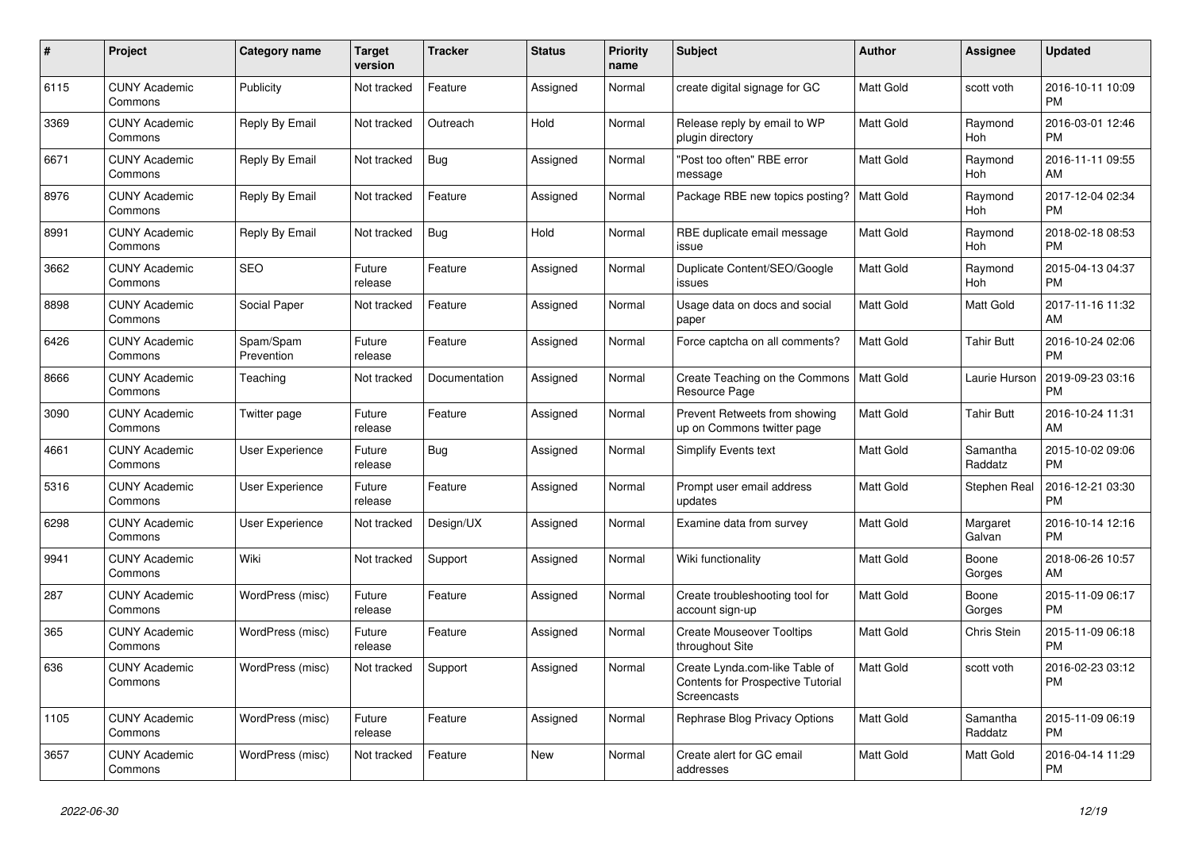| # | Project | Category name | Target version | Tracker | Status | Priority name | Subject | Author | Assignee | Updated |
|---|---|---|---|---|---|---|---|---|---|---|
| 6115 | CUNY Academic Commons | Publicity | Not tracked | Feature | Assigned | Normal | create digital signage for GC | Matt Gold | scott voth | 2016-10-11 10:09 PM |
| 3369 | CUNY Academic Commons | Reply By Email | Not tracked | Outreach | Hold | Normal | Release reply by email to WP plugin directory | Matt Gold | Raymond Hoh | 2016-03-01 12:46 PM |
| 6671 | CUNY Academic Commons | Reply By Email | Not tracked | Bug | Assigned | Normal | "Post too often" RBE error message | Matt Gold | Raymond Hoh | 2016-11-11 09:55 AM |
| 8976 | CUNY Academic Commons | Reply By Email | Not tracked | Feature | Assigned | Normal | Package RBE new topics posting? | Matt Gold | Raymond Hoh | 2017-12-04 02:34 PM |
| 8991 | CUNY Academic Commons | Reply By Email | Not tracked | Bug | Hold | Normal | RBE duplicate email message issue | Matt Gold | Raymond Hoh | 2018-02-18 08:53 PM |
| 3662 | CUNY Academic Commons | SEO | Future release | Feature | Assigned | Normal | Duplicate Content/SEO/Google issues | Matt Gold | Raymond Hoh | 2015-04-13 04:37 PM |
| 8898 | CUNY Academic Commons | Social Paper | Not tracked | Feature | Assigned | Normal | Usage data on docs and social paper | Matt Gold | Matt Gold | 2017-11-16 11:32 AM |
| 6426 | CUNY Academic Commons | Spam/Spam Prevention | Future release | Feature | Assigned | Normal | Force captcha on all comments? | Matt Gold | Tahir Butt | 2016-10-24 02:06 PM |
| 8666 | CUNY Academic Commons | Teaching | Not tracked | Documentation | Assigned | Normal | Create Teaching on the Commons Resource Page | Matt Gold | Laurie Hurson | 2019-09-23 03:16 PM |
| 3090 | CUNY Academic Commons | Twitter page | Future release | Feature | Assigned | Normal | Prevent Retweets from showing up on Commons twitter page | Matt Gold | Tahir Butt | 2016-10-24 11:31 AM |
| 4661 | CUNY Academic Commons | User Experience | Future release | Bug | Assigned | Normal | Simplify Events text | Matt Gold | Samantha Raddatz | 2015-10-02 09:06 PM |
| 5316 | CUNY Academic Commons | User Experience | Future release | Feature | Assigned | Normal | Prompt user email address updates | Matt Gold | Stephen Real | 2016-12-21 03:30 PM |
| 6298 | CUNY Academic Commons | User Experience | Not tracked | Design/UX | Assigned | Normal | Examine data from survey | Matt Gold | Margaret Galvan | 2016-10-14 12:16 PM |
| 9941 | CUNY Academic Commons | Wiki | Not tracked | Support | Assigned | Normal | Wiki functionality | Matt Gold | Boone Gorges | 2018-06-26 10:57 AM |
| 287 | CUNY Academic Commons | WordPress (misc) | Future release | Feature | Assigned | Normal | Create troubleshooting tool for account sign-up | Matt Gold | Boone Gorges | 2015-11-09 06:17 PM |
| 365 | CUNY Academic Commons | WordPress (misc) | Future release | Feature | Assigned | Normal | Create Mouseover Tooltips throughout Site | Matt Gold | Chris Stein | 2015-11-09 06:18 PM |
| 636 | CUNY Academic Commons | WordPress (misc) | Not tracked | Support | Assigned | Normal | Create Lynda.com-like Table of Contents for Prospective Tutorial Screencasts | Matt Gold | scott voth | 2016-02-23 03:12 PM |
| 1105 | CUNY Academic Commons | WordPress (misc) | Future release | Feature | Assigned | Normal | Rephrase Blog Privacy Options | Matt Gold | Samantha Raddatz | 2015-11-09 06:19 PM |
| 3657 | CUNY Academic Commons | WordPress (misc) | Not tracked | Feature | New | Normal | Create alert for GC email addresses | Matt Gold | Matt Gold | 2016-04-14 11:29 PM |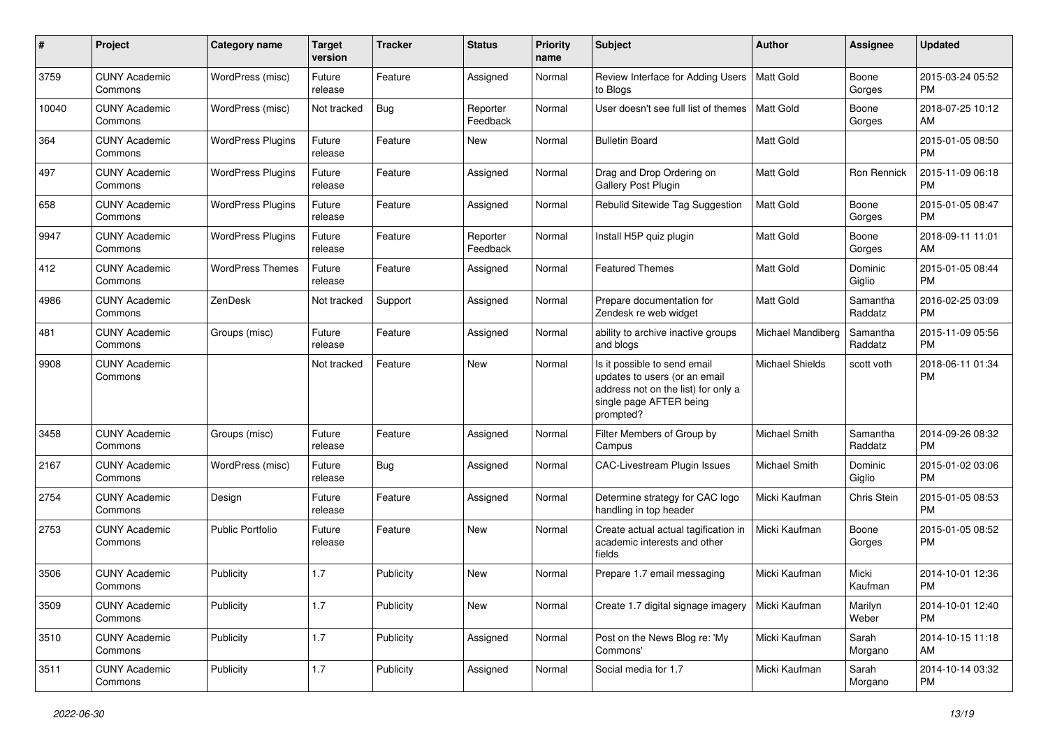| # | Project | Category name | Target version | Tracker | Status | Priority name | Subject | Author | Assignee | Updated |
|---|---|---|---|---|---|---|---|---|---|---|
| 3759 | CUNY Academic Commons | WordPress (misc) | Future release | Feature | Assigned | Normal | Review Interface for Adding Users to Blogs | Matt Gold | Boone Gorges | 2015-03-24 05:52 PM |
| 10040 | CUNY Academic Commons | WordPress (misc) | Not tracked | Bug | Reporter Feedback | Normal | User doesn't see full list of themes | Matt Gold | Boone Gorges | 2018-07-25 10:12 AM |
| 364 | CUNY Academic Commons | WordPress Plugins | Future release | Feature | New | Normal | Bulletin Board | Matt Gold | | 2015-01-05 08:50 PM |
| 497 | CUNY Academic Commons | WordPress Plugins | Future release | Feature | Assigned | Normal | Drag and Drop Ordering on Gallery Post Plugin | Matt Gold | Ron Rennick | 2015-11-09 06:18 PM |
| 658 | CUNY Academic Commons | WordPress Plugins | Future release | Feature | Assigned | Normal | Rebulid Sitewide Tag Suggestion | Matt Gold | Boone Gorges | 2015-01-05 08:47 PM |
| 9947 | CUNY Academic Commons | WordPress Plugins | Future release | Feature | Reporter Feedback | Normal | Install H5P quiz plugin | Matt Gold | Boone Gorges | 2018-09-11 11:01 AM |
| 412 | CUNY Academic Commons | WordPress Themes | Future release | Feature | Assigned | Normal | Featured Themes | Matt Gold | Dominic Giglio | 2015-01-05 08:44 PM |
| 4986 | CUNY Academic Commons | ZenDesk | Not tracked | Support | Assigned | Normal | Prepare documentation for Zendesk re web widget | Matt Gold | Samantha Raddatz | 2016-02-25 03:09 PM |
| 481 | CUNY Academic Commons | Groups (misc) | Future release | Feature | Assigned | Normal | ability to archive inactive groups and blogs | Michael Mandiberg | Samantha Raddatz | 2015-11-09 05:56 PM |
| 9908 | CUNY Academic Commons | | Not tracked | Feature | New | Normal | Is it possible to send email updates to users (or an email address not on the list) for only a single page AFTER being prompted? | Michael Shields | scott voth | 2018-06-11 01:34 PM |
| 3458 | CUNY Academic Commons | Groups (misc) | Future release | Feature | Assigned | Normal | Filter Members of Group by Campus | Michael Smith | Samantha Raddatz | 2014-09-26 08:32 PM |
| 2167 | CUNY Academic Commons | WordPress (misc) | Future release | Bug | Assigned | Normal | CAC-Livestream Plugin Issues | Michael Smith | Dominic Giglio | 2015-01-02 03:06 PM |
| 2754 | CUNY Academic Commons | Design | Future release | Feature | Assigned | Normal | Determine strategy for CAC logo handling in top header | Micki Kaufman | Chris Stein | 2015-01-05 08:53 PM |
| 2753 | CUNY Academic Commons | Public Portfolio | Future release | Feature | New | Normal | Create actual actual tagification in academic interests and other fields | Micki Kaufman | Boone Gorges | 2015-01-05 08:52 PM |
| 3506 | CUNY Academic Commons | Publicity | 1.7 | Publicity | New | Normal | Prepare 1.7 email messaging | Micki Kaufman | Micki Kaufman | 2014-10-01 12:36 PM |
| 3509 | CUNY Academic Commons | Publicity | 1.7 | Publicity | New | Normal | Create 1.7 digital signage imagery | Micki Kaufman | Marilyn Weber | 2014-10-01 12:40 PM |
| 3510 | CUNY Academic Commons | Publicity | 1.7 | Publicity | Assigned | Normal | Post on the News Blog re: 'My Commons' | Micki Kaufman | Sarah Morgano | 2014-10-15 11:18 AM |
| 3511 | CUNY Academic Commons | Publicity | 1.7 | Publicity | Assigned | Normal | Social media for 1.7 | Micki Kaufman | Sarah Morgano | 2014-10-14 03:32 PM |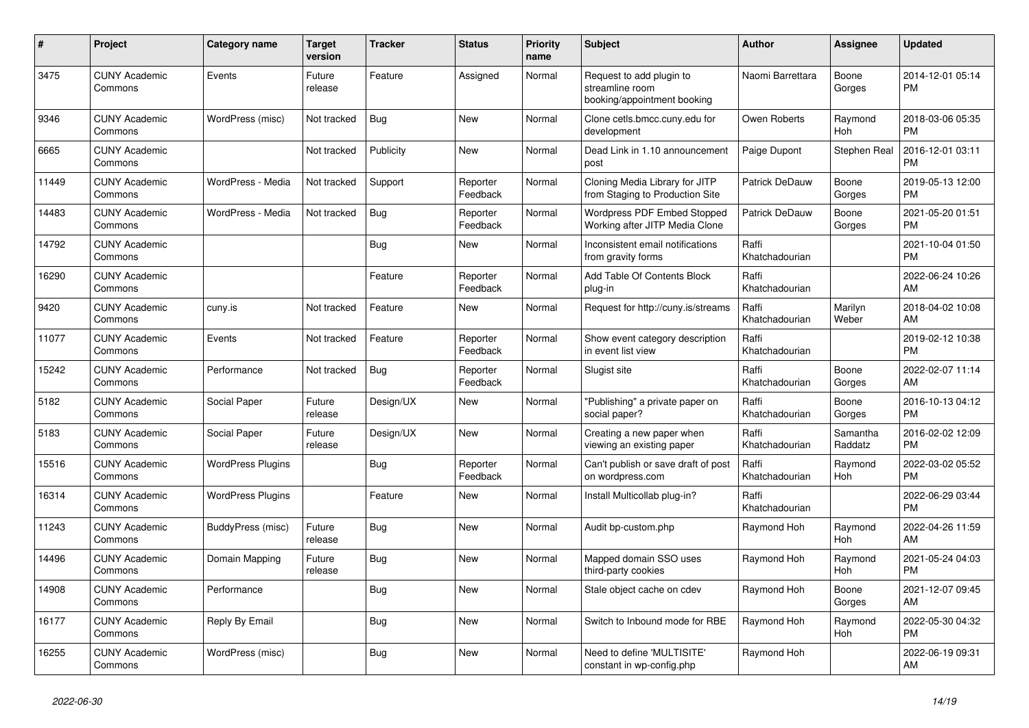| # | Project | Category name | Target version | Tracker | Status | Priority name | Subject | Author | Assignee | Updated |
|---|---|---|---|---|---|---|---|---|---|---|
| 3475 | CUNY Academic Commons | Events | Future release | Feature | Assigned | Normal | Request to add plugin to streamline room booking/appointment booking | Naomi Barrettara | Boone Gorges | 2014-12-01 05:14 PM |
| 9346 | CUNY Academic Commons | WordPress (misc) | Not tracked | Bug | New | Normal | Clone cetls.bmcc.cuny.edu for development | Owen Roberts | Raymond Hoh | 2018-03-06 05:35 PM |
| 6665 | CUNY Academic Commons | | Not tracked | Publicity | New | Normal | Dead Link in 1.10 announcement post | Paige Dupont | Stephen Real | 2016-12-01 03:11 PM |
| 11449 | CUNY Academic Commons | WordPress - Media | Not tracked | Support | Reporter Feedback | Normal | Cloning Media Library for JITP from Staging to Production Site | Patrick DeDauw | Boone Gorges | 2019-05-13 12:00 PM |
| 14483 | CUNY Academic Commons | WordPress - Media | Not tracked | Bug | Reporter Feedback | Normal | Wordpress PDF Embed Stopped Working after JITP Media Clone | Patrick DeDauw | Boone Gorges | 2021-05-20 01:51 PM |
| 14792 | CUNY Academic Commons | | | Bug | New | Normal | Inconsistent email notifications from gravity forms | Raffi Khatchadourian | | 2021-10-04 01:50 PM |
| 16290 | CUNY Academic Commons | | | Feature | Reporter Feedback | Normal | Add Table Of Contents Block plug-in | Raffi Khatchadourian | | 2022-06-24 10:26 AM |
| 9420 | CUNY Academic Commons | cuny.is | Not tracked | Feature | New | Normal | Request for http://cuny.is/streams | Raffi Khatchadourian | Marilyn Weber | 2018-04-02 10:08 AM |
| 11077 | CUNY Academic Commons | Events | Not tracked | Feature | Reporter Feedback | Normal | Show event category description in event list view | Raffi Khatchadourian | | 2019-02-12 10:38 PM |
| 15242 | CUNY Academic Commons | Performance | Not tracked | Bug | Reporter Feedback | Normal | Slugist site | Raffi Khatchadourian | Boone Gorges | 2022-02-07 11:14 AM |
| 5182 | CUNY Academic Commons | Social Paper | Future release | Design/UX | New | Normal | "Publishing" a private paper on social paper? | Raffi Khatchadourian | Boone Gorges | 2016-10-13 04:12 PM |
| 5183 | CUNY Academic Commons | Social Paper | Future release | Design/UX | New | Normal | Creating a new paper when viewing an existing paper | Raffi Khatchadourian | Samantha Raddatz | 2016-02-02 12:09 PM |
| 15516 | CUNY Academic Commons | WordPress Plugins | | Bug | Reporter Feedback | Normal | Can't publish or save draft of post on wordpress.com | Raffi Khatchadourian | Raymond Hoh | 2022-03-02 05:52 PM |
| 16314 | CUNY Academic Commons | WordPress Plugins | | Feature | New | Normal | Install Multicollab plug-in? | Raffi Khatchadourian | | 2022-06-29 03:44 PM |
| 11243 | CUNY Academic Commons | BuddyPress (misc) | Future release | Bug | New | Normal | Audit bp-custom.php | Raymond Hoh | Raymond Hoh | 2022-04-26 11:59 AM |
| 14496 | CUNY Academic Commons | Domain Mapping | Future release | Bug | New | Normal | Mapped domain SSO uses third-party cookies | Raymond Hoh | Raymond Hoh | 2021-05-24 04:03 PM |
| 14908 | CUNY Academic Commons | Performance | | Bug | New | Normal | Stale object cache on cdev | Raymond Hoh | Boone Gorges | 2021-12-07 09:45 AM |
| 16177 | CUNY Academic Commons | Reply By Email | | Bug | New | Normal | Switch to Inbound mode for RBE | Raymond Hoh | Raymond Hoh | 2022-05-30 04:32 PM |
| 16255 | CUNY Academic Commons | WordPress (misc) | | Bug | New | Normal | Need to define 'MULTISITE' constant in wp-config.php | Raymond Hoh | | 2022-06-19 09:31 AM |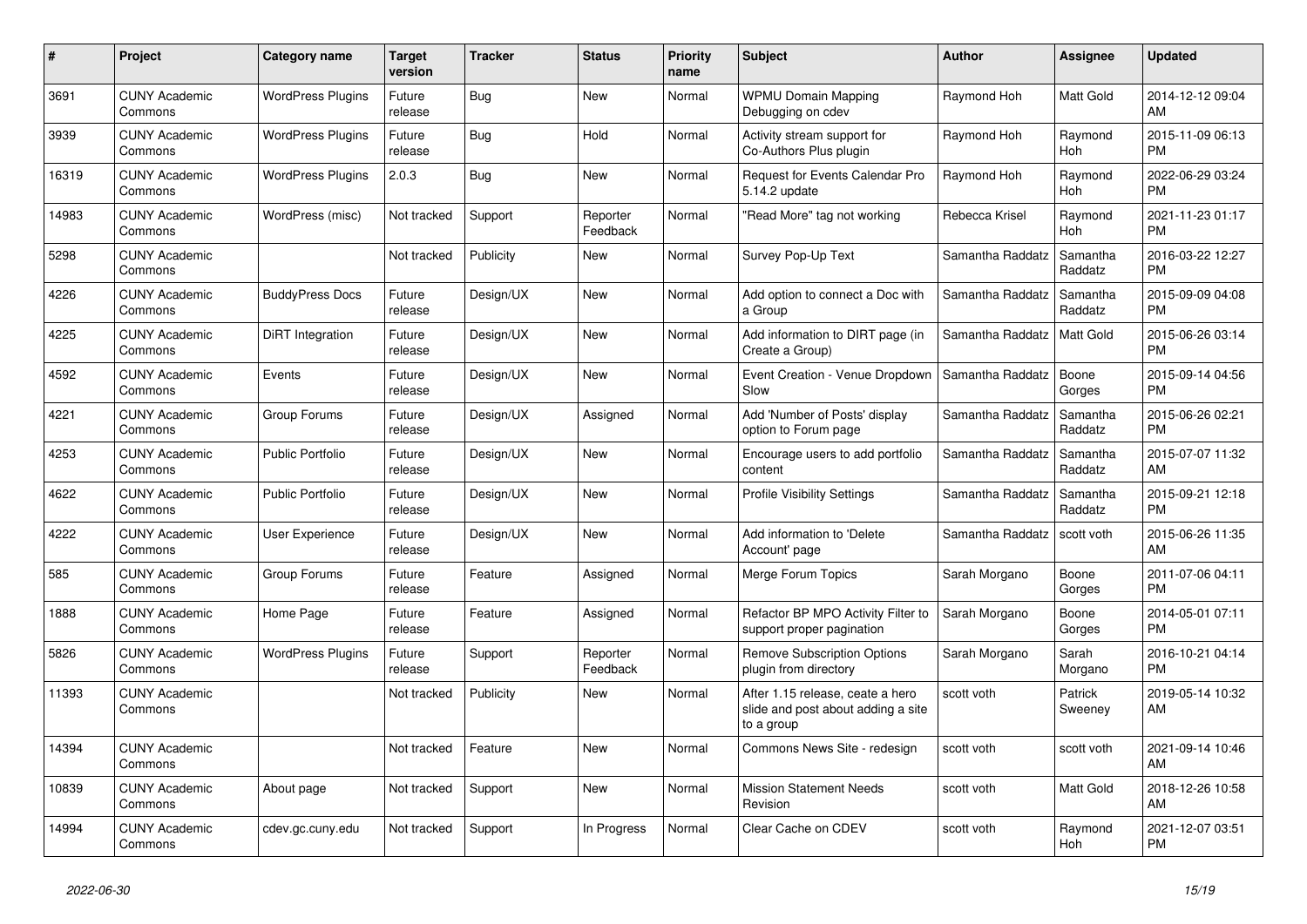| # | Project | Category name | Target version | Tracker | Status | Priority name | Subject | Author | Assignee | Updated |
|---|---|---|---|---|---|---|---|---|---|---|
| 3691 | CUNY Academic Commons | WordPress Plugins | Future release | Bug | New | Normal | WPMU Domain Mapping Debugging on cdev | Raymond Hoh | Matt Gold | 2014-12-12 09:04 AM |
| 3939 | CUNY Academic Commons | WordPress Plugins | Future release | Bug | Hold | Normal | Activity stream support for Co-Authors Plus plugin | Raymond Hoh | Raymond Hoh | 2015-11-09 06:13 PM |
| 16319 | CUNY Academic Commons | WordPress Plugins | 2.0.3 | Bug | New | Normal | Request for Events Calendar Pro 5.14.2 update | Raymond Hoh | Raymond Hoh | 2022-06-29 03:24 PM |
| 14983 | CUNY Academic Commons | WordPress (misc) | Not tracked | Support | Reporter Feedback | Normal | "Read More" tag not working | Rebecca Krisel | Raymond Hoh | 2021-11-23 01:17 PM |
| 5298 | CUNY Academic Commons | | Not tracked | Publicity | New | Normal | Survey Pop-Up Text | Samantha Raddatz | Samantha Raddatz | 2016-03-22 12:27 PM |
| 4226 | CUNY Academic Commons | BuddyPress Docs | Future release | Design/UX | New | Normal | Add option to connect a Doc with a Group | Samantha Raddatz | Samantha Raddatz | 2015-09-09 04:08 PM |
| 4225 | CUNY Academic Commons | DiRT Integration | Future release | Design/UX | New | Normal | Add information to DIRT page (in Create a Group) | Samantha Raddatz | Matt Gold | 2015-06-26 03:14 PM |
| 4592 | CUNY Academic Commons | Events | Future release | Design/UX | New | Normal | Event Creation - Venue Dropdown Slow | Samantha Raddatz | Boone Gorges | 2015-09-14 04:56 PM |
| 4221 | CUNY Academic Commons | Group Forums | Future release | Design/UX | Assigned | Normal | Add 'Number of Posts' display option to Forum page | Samantha Raddatz | Samantha Raddatz | 2015-06-26 02:21 PM |
| 4253 | CUNY Academic Commons | Public Portfolio | Future release | Design/UX | New | Normal | Encourage users to add portfolio content | Samantha Raddatz | Samantha Raddatz | 2015-07-07 11:32 AM |
| 4622 | CUNY Academic Commons | Public Portfolio | Future release | Design/UX | New | Normal | Profile Visibility Settings | Samantha Raddatz | Samantha Raddatz | 2015-09-21 12:18 PM |
| 4222 | CUNY Academic Commons | User Experience | Future release | Design/UX | New | Normal | Add information to 'Delete Account' page | Samantha Raddatz | scott voth | 2015-06-26 11:35 AM |
| 585 | CUNY Academic Commons | Group Forums | Future release | Feature | Assigned | Normal | Merge Forum Topics | Sarah Morgano | Boone Gorges | 2011-07-06 04:11 PM |
| 1888 | CUNY Academic Commons | Home Page | Future release | Feature | Assigned | Normal | Refactor BP MPO Activity Filter to support proper pagination | Sarah Morgano | Boone Gorges | 2014-05-01 07:11 PM |
| 5826 | CUNY Academic Commons | WordPress Plugins | Future release | Support | Reporter Feedback | Normal | Remove Subscription Options plugin from directory | Sarah Morgano | Sarah Morgano | 2016-10-21 04:14 PM |
| 11393 | CUNY Academic Commons | | Not tracked | Publicity | New | Normal | After 1.15 release, ceate a hero slide and post about adding a site to a group | scott voth | Patrick Sweeney | 2019-05-14 10:32 AM |
| 14394 | CUNY Academic Commons | | Not tracked | Feature | New | Normal | Commons News Site - redesign | scott voth | scott voth | 2021-09-14 10:46 AM |
| 10839 | CUNY Academic Commons | About page | Not tracked | Support | New | Normal | Mission Statement Needs Revision | scott voth | Matt Gold | 2018-12-26 10:58 AM |
| 14994 | CUNY Academic Commons | cdev.gc.cuny.edu | Not tracked | Support | In Progress | Normal | Clear Cache on CDEV | scott voth | Raymond Hoh | 2021-12-07 03:51 PM |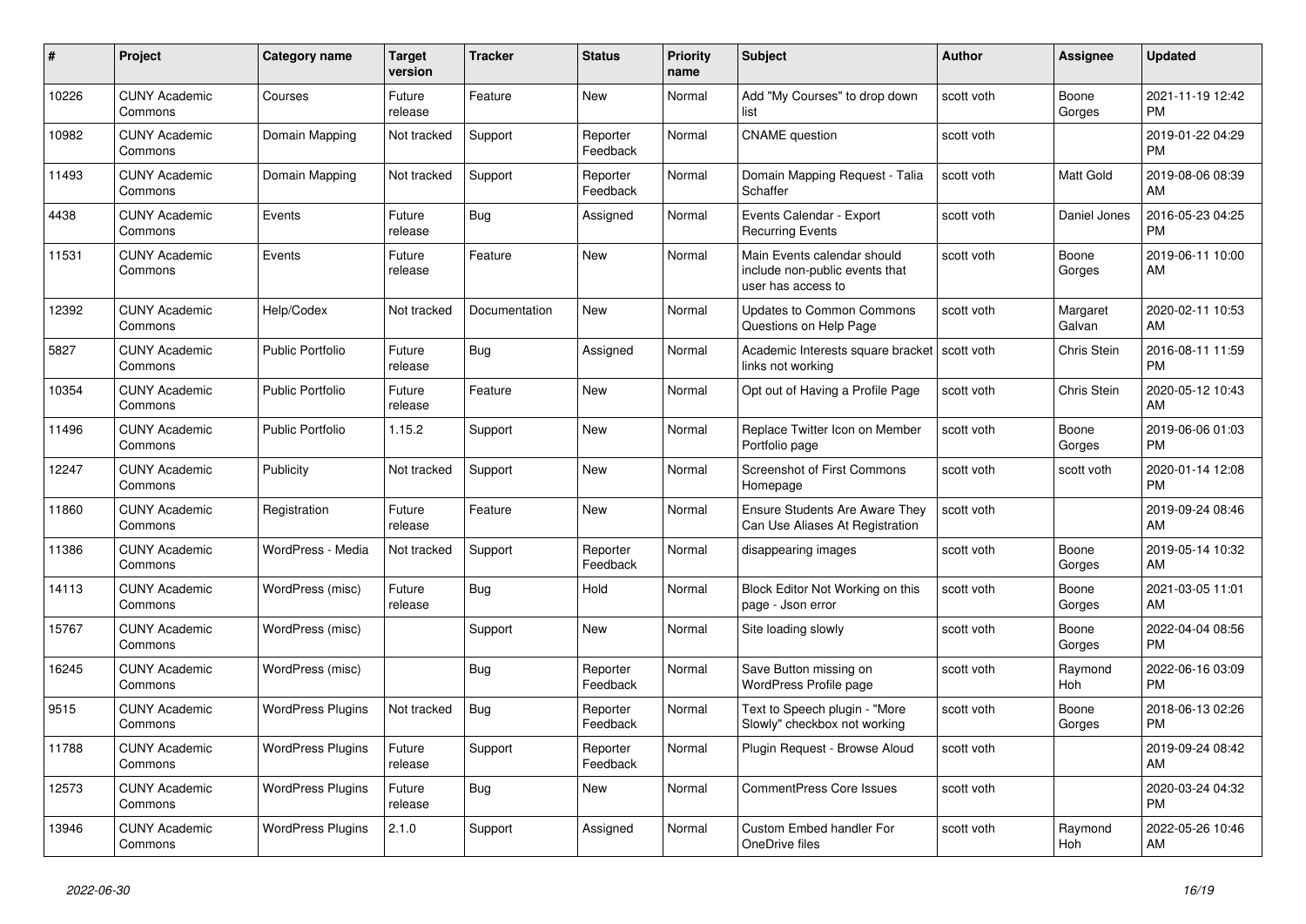| # | Project | Category name | Target version | Tracker | Status | Priority name | Subject | Author | Assignee | Updated |
|---|---|---|---|---|---|---|---|---|---|---|
| 10226 | CUNY Academic Commons | Courses | Future release | Feature | New | Normal | Add "My Courses" to drop down list | scott voth | Boone Gorges | 2021-11-19 12:42 PM |
| 10982 | CUNY Academic Commons | Domain Mapping | Not tracked | Support | Reporter Feedback | Normal | CNAME question | scott voth | | 2019-01-22 04:29 PM |
| 11493 | CUNY Academic Commons | Domain Mapping | Not tracked | Support | Reporter Feedback | Normal | Domain Mapping Request - Talia Schaffer | scott voth | Matt Gold | 2019-08-06 08:39 AM |
| 4438 | CUNY Academic Commons | Events | Future release | Bug | Assigned | Normal | Events Calendar - Export Recurring Events | scott voth | Daniel Jones | 2016-05-23 04:25 PM |
| 11531 | CUNY Academic Commons | Events | Future release | Feature | New | Normal | Main Events calendar should include non-public events that user has access to | scott voth | Boone Gorges | 2019-06-11 10:00 AM |
| 12392 | CUNY Academic Commons | Help/Codex | Not tracked | Documentation | New | Normal | Updates to Common Commons Questions on Help Page | scott voth | Margaret Galvan | 2020-02-11 10:53 AM |
| 5827 | CUNY Academic Commons | Public Portfolio | Future release | Bug | Assigned | Normal | Academic Interests square bracket links not working | scott voth | Chris Stein | 2016-08-11 11:59 PM |
| 10354 | CUNY Academic Commons | Public Portfolio | Future release | Feature | New | Normal | Opt out of Having a Profile Page | scott voth | Chris Stein | 2020-05-12 10:43 AM |
| 11496 | CUNY Academic Commons | Public Portfolio | 1.15.2 | Support | New | Normal | Replace Twitter Icon on Member Portfolio page | scott voth | Boone Gorges | 2019-06-06 01:03 PM |
| 12247 | CUNY Academic Commons | Publicity | Not tracked | Support | New | Normal | Screenshot of First Commons Homepage | scott voth | scott voth | 2020-01-14 12:08 PM |
| 11860 | CUNY Academic Commons | Registration | Future release | Feature | New | Normal | Ensure Students Are Aware They Can Use Aliases At Registration | scott voth | | 2019-09-24 08:46 AM |
| 11386 | CUNY Academic Commons | WordPress - Media | Not tracked | Support | Reporter Feedback | Normal | disappearing images | scott voth | Boone Gorges | 2019-05-14 10:32 AM |
| 14113 | CUNY Academic Commons | WordPress (misc) | Future release | Bug | Hold | Normal | Block Editor Not Working on this page - Json error | scott voth | Boone Gorges | 2021-03-05 11:01 AM |
| 15767 | CUNY Academic Commons | WordPress (misc) | | Support | New | Normal | Site loading slowly | scott voth | Boone Gorges | 2022-04-04 08:56 PM |
| 16245 | CUNY Academic Commons | WordPress (misc) | | Bug | Reporter Feedback | Normal | Save Button missing on WordPress Profile page | scott voth | Raymond Hoh | 2022-06-16 03:09 PM |
| 9515 | CUNY Academic Commons | WordPress Plugins | Not tracked | Bug | Reporter Feedback | Normal | Text to Speech plugin - "More Slowly" checkbox not working | scott voth | Boone Gorges | 2018-06-13 02:26 PM |
| 11788 | CUNY Academic Commons | WordPress Plugins | Future release | Support | Reporter Feedback | Normal | Plugin Request - Browse Aloud | scott voth | | 2019-09-24 08:42 AM |
| 12573 | CUNY Academic Commons | WordPress Plugins | Future release | Bug | New | Normal | CommentPress Core Issues | scott voth | | 2020-03-24 04:32 PM |
| 13946 | CUNY Academic Commons | WordPress Plugins | 2.1.0 | Support | Assigned | Normal | Custom Embed handler For OneDrive files | scott voth | Raymond Hoh | 2022-05-26 10:46 AM |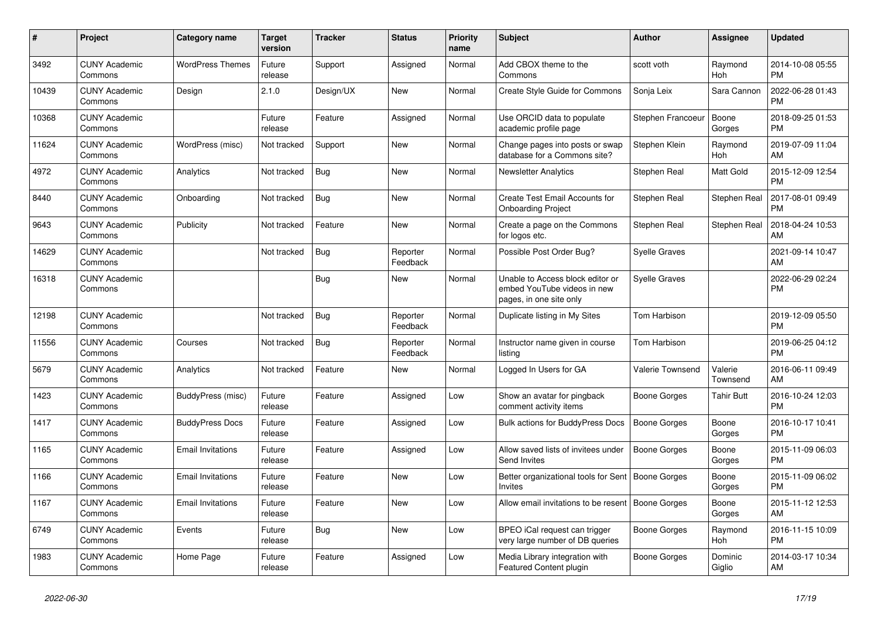| # | Project | Category name | Target version | Tracker | Status | Priority name | Subject | Author | Assignee | Updated |
|---|---|---|---|---|---|---|---|---|---|---|
| 3492 | CUNY Academic Commons | WordPress Themes | Future release | Support | Assigned | Normal | Add CBOX theme to the Commons | scott voth | Raymond Hoh | 2014-10-08 05:55 PM |
| 10439 | CUNY Academic Commons | Design | 2.1.0 | Design/UX | New | Normal | Create Style Guide for Commons | Sonja Leix | Sara Cannon | 2022-06-28 01:43 PM |
| 10368 | CUNY Academic Commons | | Future release | Feature | Assigned | Normal | Use ORCID data to populate academic profile page | Stephen Francoeur | Boone Gorges | 2018-09-25 01:53 PM |
| 11624 | CUNY Academic Commons | WordPress (misc) | Not tracked | Support | New | Normal | Change pages into posts or swap database for a Commons site? | Stephen Klein | Raymond Hoh | 2019-07-09 11:04 AM |
| 4972 | CUNY Academic Commons | Analytics | Not tracked | Bug | New | Normal | Newsletter Analytics | Stephen Real | Matt Gold | 2015-12-09 12:54 PM |
| 8440 | CUNY Academic Commons | Onboarding | Not tracked | Bug | New | Normal | Create Test Email Accounts for Onboarding Project | Stephen Real | Stephen Real | 2017-08-01 09:49 PM |
| 9643 | CUNY Academic Commons | Publicity | Not tracked | Feature | New | Normal | Create a page on the Commons for logos etc. | Stephen Real | Stephen Real | 2018-04-24 10:53 AM |
| 14629 | CUNY Academic Commons | | Not tracked | Bug | Reporter Feedback | Normal | Possible Post Order Bug? | Syelle Graves | | 2021-09-14 10:47 AM |
| 16318 | CUNY Academic Commons | | | Bug | New | Normal | Unable to Access block editor or embed YouTube videos in new pages, in one site only | Syelle Graves | | 2022-06-29 02:24 PM |
| 12198 | CUNY Academic Commons | | Not tracked | Bug | Reporter Feedback | Normal | Duplicate listing in My Sites | Tom Harbison | | 2019-12-09 05:50 PM |
| 11556 | CUNY Academic Commons | Courses | Not tracked | Bug | Reporter Feedback | Normal | Instructor name given in course listing | Tom Harbison | | 2019-06-25 04:12 PM |
| 5679 | CUNY Academic Commons | Analytics | Not tracked | Feature | New | Normal | Logged In Users for GA | Valerie Townsend | Valerie Townsend | 2016-06-11 09:49 AM |
| 1423 | CUNY Academic Commons | BuddyPress (misc) | Future release | Feature | Assigned | Low | Show an avatar for pingback comment activity items | Boone Gorges | Tahir Butt | 2016-10-24 12:03 PM |
| 1417 | CUNY Academic Commons | BuddyPress Docs | Future release | Feature | Assigned | Low | Bulk actions for BuddyPress Docs | Boone Gorges | Boone Gorges | 2016-10-17 10:41 PM |
| 1165 | CUNY Academic Commons | Email Invitations | Future release | Feature | Assigned | Low | Allow saved lists of invitees under Send Invites | Boone Gorges | Boone Gorges | 2015-11-09 06:03 PM |
| 1166 | CUNY Academic Commons | Email Invitations | Future release | Feature | New | Low | Better organizational tools for Sent Invites | Boone Gorges | Boone Gorges | 2015-11-09 06:02 PM |
| 1167 | CUNY Academic Commons | Email Invitations | Future release | Feature | New | Low | Allow email invitations to be resent | Boone Gorges | Boone Gorges | 2015-11-12 12:53 AM |
| 6749 | CUNY Academic Commons | Events | Future release | Bug | New | Low | BPEO iCal request can trigger very large number of DB queries | Boone Gorges | Raymond Hoh | 2016-11-15 10:09 PM |
| 1983 | CUNY Academic Commons | Home Page | Future release | Feature | Assigned | Low | Media Library integration with Featured Content plugin | Boone Gorges | Dominic Giglio | 2014-03-17 10:34 AM |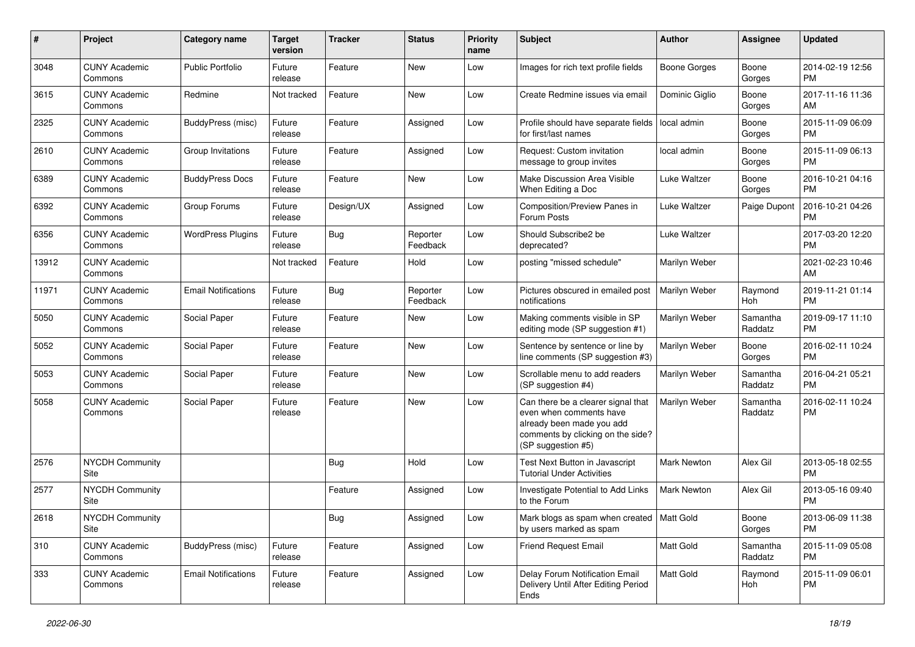| # | Project | Category name | Target version | Tracker | Status | Priority name | Subject | Author | Assignee | Updated |
|---|---|---|---|---|---|---|---|---|---|---|
| 3048 | CUNY Academic Commons | Public Portfolio | Future release | Feature | New | Low | Images for rich text profile fields | Boone Gorges | Boone Gorges | 2014-02-19 12:56 PM |
| 3615 | CUNY Academic Commons | Redmine | Not tracked | Feature | New | Low | Create Redmine issues via email | Dominic Giglio | Boone Gorges | 2017-11-16 11:36 AM |
| 2325 | CUNY Academic Commons | BuddyPress (misc) | Future release | Feature | Assigned | Low | Profile should have separate fields for first/last names | local admin | Boone Gorges | 2015-11-09 06:09 PM |
| 2610 | CUNY Academic Commons | Group Invitations | Future release | Feature | Assigned | Low | Request: Custom invitation message to group invites | local admin | Boone Gorges | 2015-11-09 06:13 PM |
| 6389 | CUNY Academic Commons | BuddyPress Docs | Future release | Feature | New | Low | Make Discussion Area Visible When Editing a Doc | Luke Waltzer | Boone Gorges | 2016-10-21 04:16 PM |
| 6392 | CUNY Academic Commons | Group Forums | Future release | Design/UX | Assigned | Low | Composition/Preview Panes in Forum Posts | Luke Waltzer | Paige Dupont | 2016-10-21 04:26 PM |
| 6356 | CUNY Academic Commons | WordPress Plugins | Future release | Bug | Reporter Feedback | Low | Should Subscribe2 be deprecated? | Luke Waltzer | | 2017-03-20 12:20 PM |
| 13912 | CUNY Academic Commons | | Not tracked | Feature | Hold | Low | posting "missed schedule" | Marilyn Weber | | 2021-02-23 10:46 AM |
| 11971 | CUNY Academic Commons | Email Notifications | Future release | Bug | Reporter Feedback | Low | Pictures obscured in emailed post notifications | Marilyn Weber | Raymond Hoh | 2019-11-21 01:14 PM |
| 5050 | CUNY Academic Commons | Social Paper | Future release | Feature | New | Low | Making comments visible in SP editing mode (SP suggestion #1) | Marilyn Weber | Samantha Raddatz | 2019-09-17 11:10 PM |
| 5052 | CUNY Academic Commons | Social Paper | Future release | Feature | New | Low | Sentence by sentence or line by line comments (SP suggestion #3) | Marilyn Weber | Boone Gorges | 2016-02-11 10:24 PM |
| 5053 | CUNY Academic Commons | Social Paper | Future release | Feature | New | Low | Scrollable menu to add readers (SP suggestion #4) | Marilyn Weber | Samantha Raddatz | 2016-04-21 05:21 PM |
| 5058 | CUNY Academic Commons | Social Paper | Future release | Feature | New | Low | Can there be a clearer signal that even when comments have already been made you add comments by clicking on the side? (SP suggestion #5) | Marilyn Weber | Samantha Raddatz | 2016-02-11 10:24 PM |
| 2576 | NYCDH Community Site | | | Bug | Hold | Low | Test Next Button in Javascript Tutorial Under Activities | Mark Newton | Alex Gil | 2013-05-18 02:55 PM |
| 2577 | NYCDH Community Site | | | Feature | Assigned | Low | Investigate Potential to Add Links to the Forum | Mark Newton | Alex Gil | 2013-05-16 09:40 PM |
| 2618 | NYCDH Community Site | | | Bug | Assigned | Low | Mark blogs as spam when created by users marked as spam | Matt Gold | Boone Gorges | 2013-06-09 11:38 PM |
| 310 | CUNY Academic Commons | BuddyPress (misc) | Future release | Feature | Assigned | Low | Friend Request Email | Matt Gold | Samantha Raddatz | 2015-11-09 05:08 PM |
| 333 | CUNY Academic Commons | Email Notifications | Future release | Feature | Assigned | Low | Delay Forum Notification Email Delivery Until After Editing Period Ends | Matt Gold | Raymond Hoh | 2015-11-09 06:01 PM |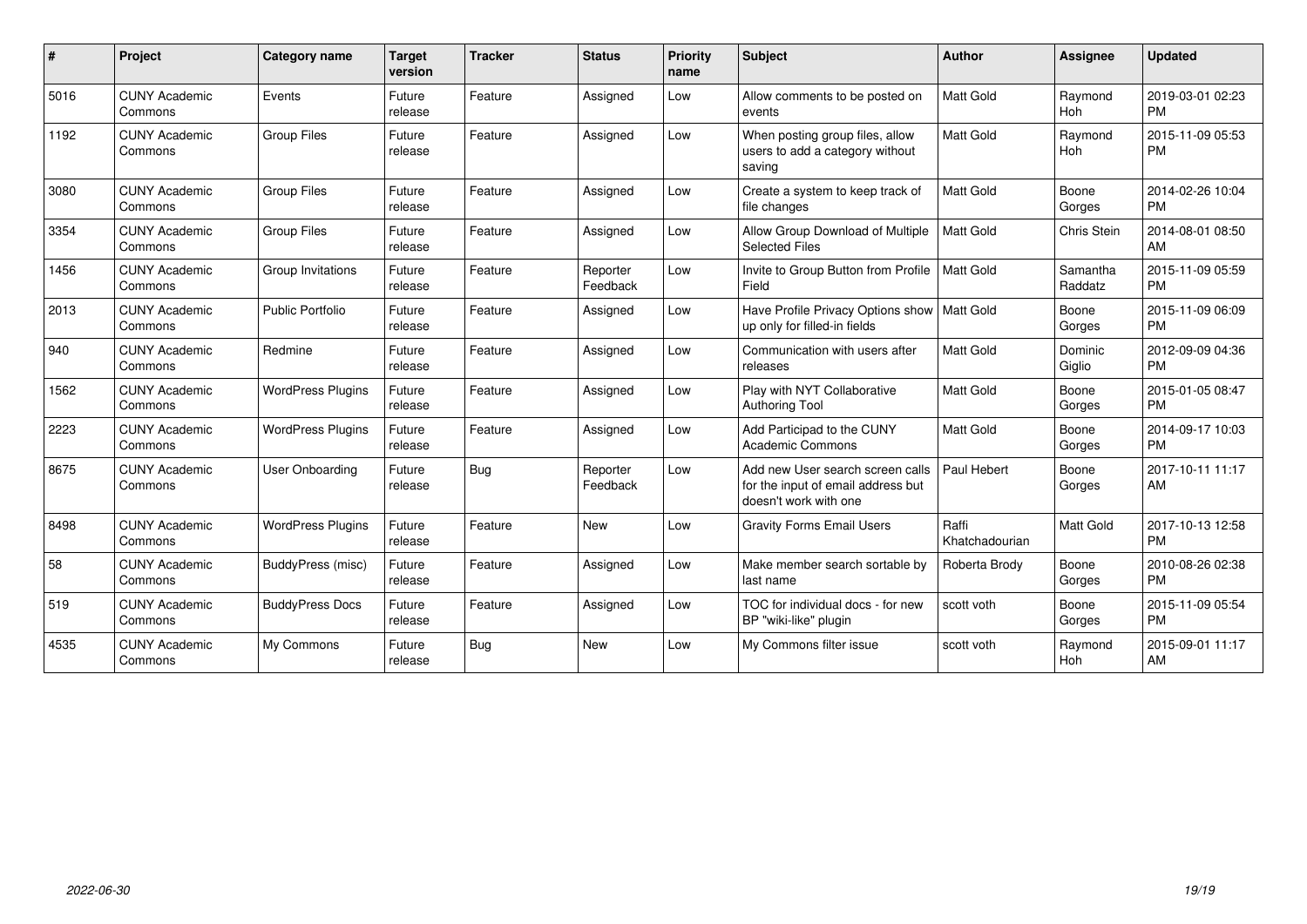| # | Project | Category name | Target version | Tracker | Status | Priority name | Subject | Author | Assignee | Updated |
|---|---|---|---|---|---|---|---|---|---|---|
| 5016 | CUNY Academic Commons | Events | Future release | Feature | Assigned | Low | Allow comments to be posted on events | Matt Gold | Raymond Hoh | 2019-03-01 02:23 PM |
| 1192 | CUNY Academic Commons | Group Files | Future release | Feature | Assigned | Low | When posting group files, allow users to add a category without saving | Matt Gold | Raymond Hoh | 2015-11-09 05:53 PM |
| 3080 | CUNY Academic Commons | Group Files | Future release | Feature | Assigned | Low | Create a system to keep track of file changes | Matt Gold | Boone Gorges | 2014-02-26 10:04 PM |
| 3354 | CUNY Academic Commons | Group Files | Future release | Feature | Assigned | Low | Allow Group Download of Multiple Selected Files | Matt Gold | Chris Stein | 2014-08-01 08:50 AM |
| 1456 | CUNY Academic Commons | Group Invitations | Future release | Feature | Reporter Feedback | Low | Invite to Group Button from Profile Field | Matt Gold | Samantha Raddatz | 2015-11-09 05:59 PM |
| 2013 | CUNY Academic Commons | Public Portfolio | Future release | Feature | Assigned | Low | Have Profile Privacy Options show up only for filled-in fields | Matt Gold | Boone Gorges | 2015-11-09 06:09 PM |
| 940 | CUNY Academic Commons | Redmine | Future release | Feature | Assigned | Low | Communication with users after releases | Matt Gold | Dominic Giglio | 2012-09-09 04:36 PM |
| 1562 | CUNY Academic Commons | WordPress Plugins | Future release | Feature | Assigned | Low | Play with NYT Collaborative Authoring Tool | Matt Gold | Boone Gorges | 2015-01-05 08:47 PM |
| 2223 | CUNY Academic Commons | WordPress Plugins | Future release | Feature | Assigned | Low | Add Participad to the CUNY Academic Commons | Matt Gold | Boone Gorges | 2014-09-17 10:03 PM |
| 8675 | CUNY Academic Commons | User Onboarding | Future release | Bug | Reporter Feedback | Low | Add new User search screen calls for the input of email address but doesn't work with one | Paul Hebert | Boone Gorges | 2017-10-11 11:17 AM |
| 8498 | CUNY Academic Commons | WordPress Plugins | Future release | Feature | New | Low | Gravity Forms Email Users | Raffi Khatchadourian | Matt Gold | 2017-10-13 12:58 PM |
| 58 | CUNY Academic Commons | BuddyPress (misc) | Future release | Feature | Assigned | Low | Make member search sortable by last name | Roberta Brody | Boone Gorges | 2010-08-26 02:38 PM |
| 519 | CUNY Academic Commons | BuddyPress Docs | Future release | Feature | Assigned | Low | TOC for individual docs - for new BP "wiki-like" plugin | scott voth | Boone Gorges | 2015-11-09 05:54 PM |
| 4535 | CUNY Academic Commons | My Commons | Future release | Bug | New | Low | My Commons filter issue | scott voth | Raymond Hoh | 2015-09-01 11:17 AM |